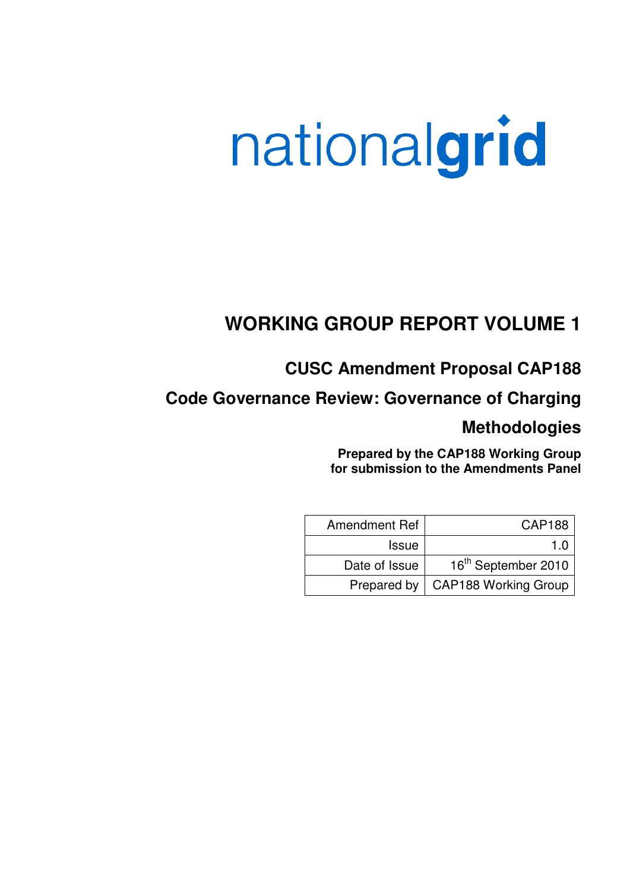nationalgrid

# WORKING GROUP REPORT VOLUME 1

## CUSC Amendment Proposal CAP188

## Code Governance Review: Governance of Charging Methodologies

**Prepared by the CAP188 Working Group for submission to the Amendments Panel**

| | |
|---|---|
| Amendment Ref | CAP188 |
| Issue | 1.0 |
| Date of Issue | 16th September 2010 |
| Prepared by | CAP188 Working Group |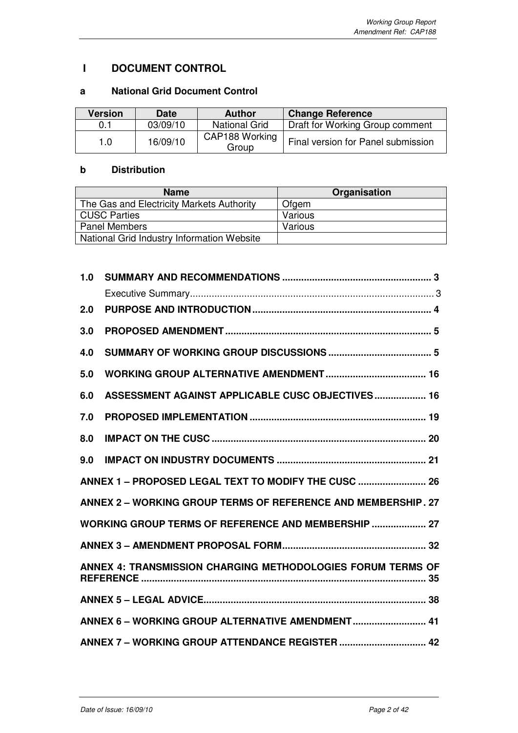# I DOCUMENT CONTROL

## a National Grid Document Control

| Version | Date | Author | Change Reference |
|---|---|---|---|
| 0.1 | 03/09/10 | National Grid | Draft for Working Group comment |
| 1.0 | 16/09/10 | CAP188 Working Group | Final version for Panel submission |

## b Distribution

| Name | Organisation |
|---|---|
| The Gas and Electricity Markets Authority | Ofgem |
| CUSC Parties | Various |
| Panel Members | Various |
| National Grid Industry Information Website | |

**1.0 SUMMARY AND RECOMMENDATIONS .......... 3**

Executive Summary .......... 3

**2.0 PURPOSE AND INTRODUCTION .......... 4**

**3.0 PROPOSED AMENDMENT .......... 5**

**4.0 SUMMARY OF WORKING GROUP DISCUSSIONS .......... 5**

**5.0 WORKING GROUP ALTERNATIVE AMENDMENT .......... 16**

**6.0 ASSESSMENT AGAINST APPLICABLE CUSC OBJECTIVES .......... 16**

**7.0 PROPOSED IMPLEMENTATION .......... 19**

**8.0 IMPACT ON THE CUSC .......... 20**

**9.0 IMPACT ON INDUSTRY DOCUMENTS .......... 21**

**ANNEX 1 – PROPOSED LEGAL TEXT TO MODIFY THE CUSC .......... 26**

**ANNEX 2 – WORKING GROUP TERMS OF REFERENCE AND MEMBERSHIP . 27**

**WORKING GROUP TERMS OF REFERENCE AND MEMBERSHIP .......... 27**

**ANNEX 3 – AMENDMENT PROPOSAL FORM .......... 32**

**ANNEX 4: TRANSMISSION CHARGING METHODOLOGIES FORUM TERMS OF REFERENCE .......... 35**

**ANNEX 5 – LEGAL ADVICE .......... 38**

**ANNEX 6 – WORKING GROUP ALTERNATIVE AMENDMENT .......... 41**

**ANNEX 7 – WORKING GROUP ATTENDANCE REGISTER .......... 42**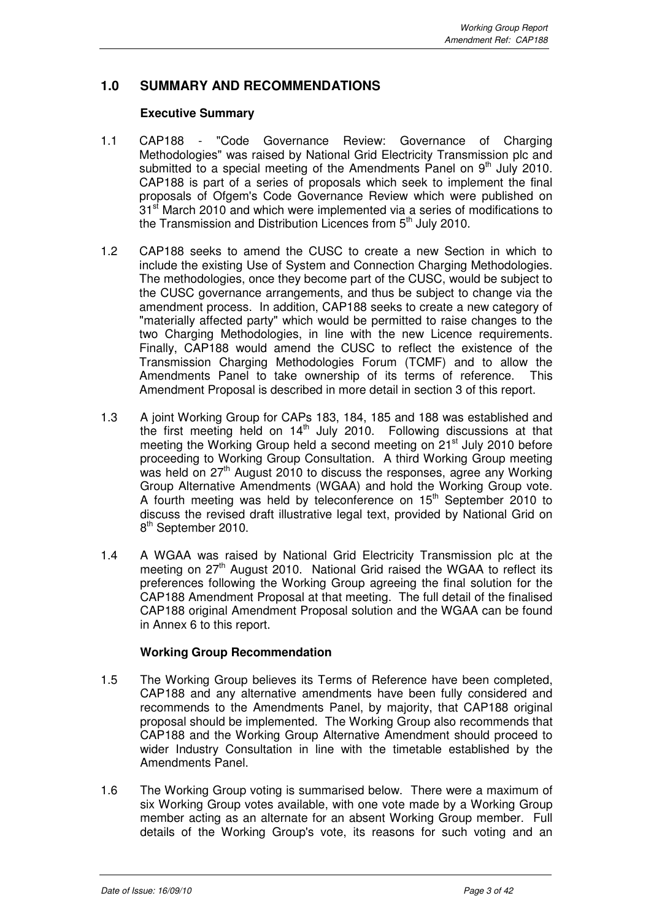## 1.0 SUMMARY AND RECOMMENDATIONS

### Executive Summary

1.1 CAP188 - "Code Governance Review: Governance of Charging Methodologies" was raised by National Grid Electricity Transmission plc and submitted to a special meeting of the Amendments Panel on 9th July 2010. CAP188 is part of a series of proposals which seek to implement the final proposals of Ofgem's Code Governance Review which were published on 31st March 2010 and which were implemented via a series of modifications to the Transmission and Distribution Licences from 5th July 2010.

1.2 CAP188 seeks to amend the CUSC to create a new Section in which to include the existing Use of System and Connection Charging Methodologies. The methodologies, once they become part of the CUSC, would be subject to the CUSC governance arrangements, and thus be subject to change via the amendment process. In addition, CAP188 seeks to create a new category of "materially affected party" which would be permitted to raise changes to the two Charging Methodologies, in line with the new Licence requirements. Finally, CAP188 would amend the CUSC to reflect the existence of the Transmission Charging Methodologies Forum (TCMF) and to allow the Amendments Panel to take ownership of its terms of reference. This Amendment Proposal is described in more detail in section 3 of this report.

1.3 A joint Working Group for CAPs 183, 184, 185 and 188 was established and the first meeting held on 14th July 2010. Following discussions at that meeting the Working Group held a second meeting on 21st July 2010 before proceeding to Working Group Consultation. A third Working Group meeting was held on 27th August 2010 to discuss the responses, agree any Working Group Alternative Amendments (WGAA) and hold the Working Group vote. A fourth meeting was held by teleconference on 15th September 2010 to discuss the revised draft illustrative legal text, provided by National Grid on 8th September 2010.

1.4 A WGAA was raised by National Grid Electricity Transmission plc at the meeting on 27th August 2010. National Grid raised the WGAA to reflect its preferences following the Working Group agreeing the final solution for the CAP188 Amendment Proposal at that meeting. The full detail of the finalised CAP188 original Amendment Proposal solution and the WGAA can be found in Annex 6 to this report.

### Working Group Recommendation

1.5 The Working Group believes its Terms of Reference have been completed, CAP188 and any alternative amendments have been fully considered and recommends to the Amendments Panel, by majority, that CAP188 original proposal should be implemented. The Working Group also recommends that CAP188 and the Working Group Alternative Amendment should proceed to wider Industry Consultation in line with the timetable established by the Amendments Panel.

1.6 The Working Group voting is summarised below. There were a maximum of six Working Group votes available, with one vote made by a Working Group member acting as an alternate for an absent Working Group member. Full details of the Working Group's vote, its reasons for such voting and an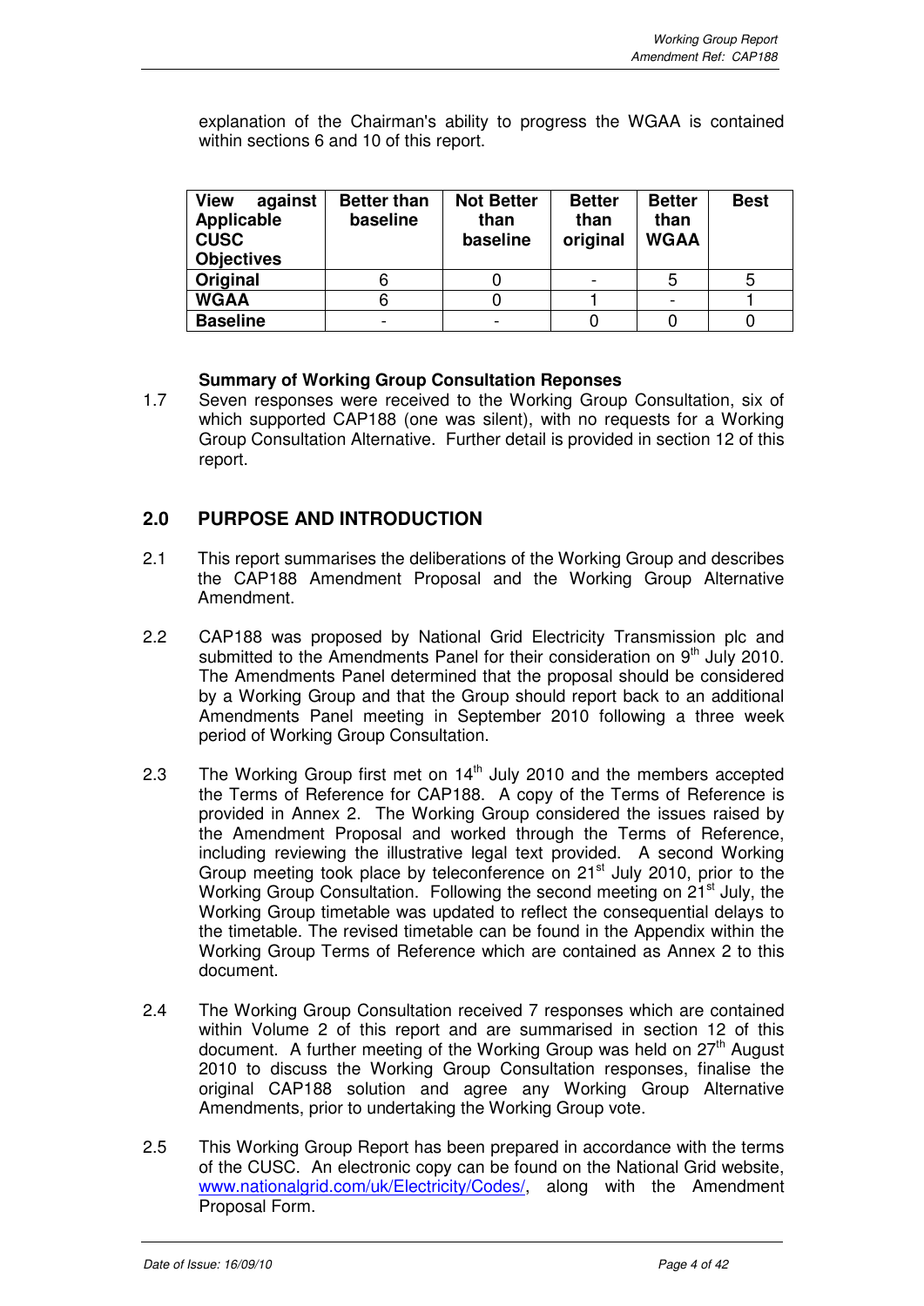explanation of the Chairman's ability to progress the WGAA is contained within sections 6 and 10 of this report.

| View against Applicable CUSC Objectives | Better than baseline | Not Better than baseline | Better than original | Better than WGAA | Best |
|---|---|---|---|---|---|
| Original | 6 | 0 | - | 5 | 5 |
| WGAA | 6 | 0 | 1 | - | 1 |
| Baseline | - | - | 0 | 0 | 0 |

**Summary of Working Group Consultation Reponses**

1.7 Seven responses were received to the Working Group Consultation, six of which supported CAP188 (one was silent), with no requests for a Working Group Consultation Alternative. Further detail is provided in section 12 of this report.

## 2.0 PURPOSE AND INTRODUCTION

2.1 This report summarises the deliberations of the Working Group and describes the CAP188 Amendment Proposal and the Working Group Alternative Amendment.

2.2 CAP188 was proposed by National Grid Electricity Transmission plc and submitted to the Amendments Panel for their consideration on 9th July 2010. The Amendments Panel determined that the proposal should be considered by a Working Group and that the Group should report back to an additional Amendments Panel meeting in September 2010 following a three week period of Working Group Consultation.

2.3 The Working Group first met on 14th July 2010 and the members accepted the Terms of Reference for CAP188. A copy of the Terms of Reference is provided in Annex 2. The Working Group considered the issues raised by the Amendment Proposal and worked through the Terms of Reference, including reviewing the illustrative legal text provided. A second Working Group meeting took place by teleconference on 21st July 2010, prior to the Working Group Consultation. Following the second meeting on 21st July, the Working Group timetable was updated to reflect the consequential delays to the timetable. The revised timetable can be found in the Appendix within the Working Group Terms of Reference which are contained as Annex 2 to this document.

2.4 The Working Group Consultation received 7 responses which are contained within Volume 2 of this report and are summarised in section 12 of this document. A further meeting of the Working Group was held on 27th August 2010 to discuss the Working Group Consultation responses, finalise the original CAP188 solution and agree any Working Group Alternative Amendments, prior to undertaking the Working Group vote.

2.5 This Working Group Report has been prepared in accordance with the terms of the CUSC. An electronic copy can be found on the National Grid website, www.nationalgrid.com/uk/Electricity/Codes/, along with the Amendment Proposal Form.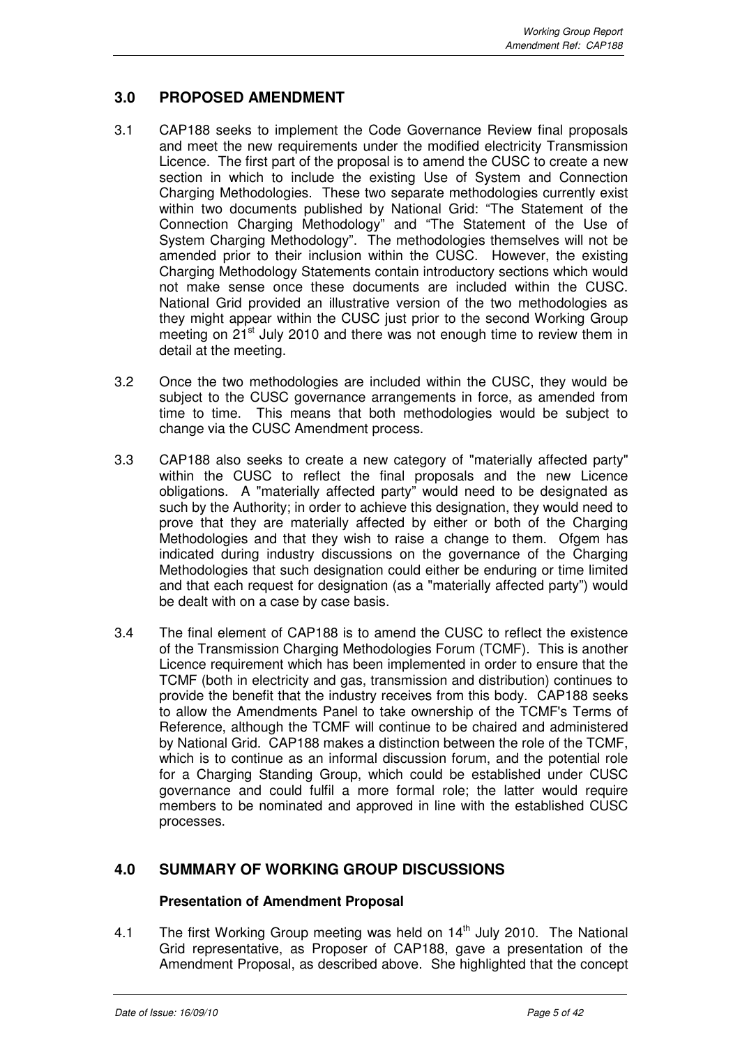## 3.0 PROPOSED AMENDMENT

3.1 CAP188 seeks to implement the Code Governance Review final proposals and meet the new requirements under the modified electricity Transmission Licence. The first part of the proposal is to amend the CUSC to create a new section in which to include the existing Use of System and Connection Charging Methodologies. These two separate methodologies currently exist within two documents published by National Grid: "The Statement of the Connection Charging Methodology" and "The Statement of the Use of System Charging Methodology". The methodologies themselves will not be amended prior to their inclusion within the CUSC. However, the existing Charging Methodology Statements contain introductory sections which would not make sense once these documents are included within the CUSC. National Grid provided an illustrative version of the two methodologies as they might appear within the CUSC just prior to the second Working Group meeting on 21st July 2010 and there was not enough time to review them in detail at the meeting.

3.2 Once the two methodologies are included within the CUSC, they would be subject to the CUSC governance arrangements in force, as amended from time to time. This means that both methodologies would be subject to change via the CUSC Amendment process.

3.3 CAP188 also seeks to create a new category of "materially affected party" within the CUSC to reflect the final proposals and the new Licence obligations. A "materially affected party" would need to be designated as such by the Authority; in order to achieve this designation, they would need to prove that they are materially affected by either or both of the Charging Methodologies and that they wish to raise a change to them. Ofgem has indicated during industry discussions on the governance of the Charging Methodologies that such designation could either be enduring or time limited and that each request for designation (as a "materially affected party") would be dealt with on a case by case basis.

3.4 The final element of CAP188 is to amend the CUSC to reflect the existence of the Transmission Charging Methodologies Forum (TCMF). This is another Licence requirement which has been implemented in order to ensure that the TCMF (both in electricity and gas, transmission and distribution) continues to provide the benefit that the industry receives from this body. CAP188 seeks to allow the Amendments Panel to take ownership of the TCMF's Terms of Reference, although the TCMF will continue to be chaired and administered by National Grid. CAP188 makes a distinction between the role of the TCMF, which is to continue as an informal discussion forum, and the potential role for a Charging Standing Group, which could be established under CUSC governance and could fulfil a more formal role; the latter would require members to be nominated and approved in line with the established CUSC processes.

## 4.0 SUMMARY OF WORKING GROUP DISCUSSIONS

### Presentation of Amendment Proposal

4.1 The first Working Group meeting was held on 14th July 2010. The National Grid representative, as Proposer of CAP188, gave a presentation of the Amendment Proposal, as described above. She highlighted that the concept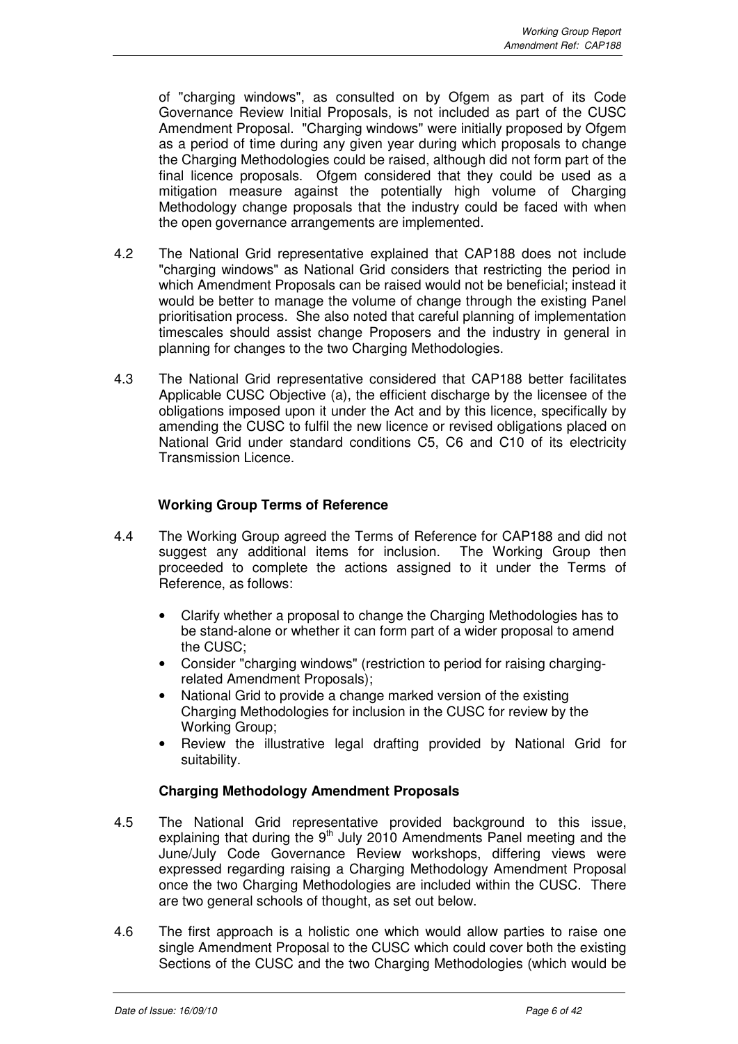of "charging windows", as consulted on by Ofgem as part of its Code Governance Review Initial Proposals, is not included as part of the CUSC Amendment Proposal. "Charging windows" were initially proposed by Ofgem as a period of time during any given year during which proposals to change the Charging Methodologies could be raised, although did not form part of the final licence proposals. Ofgem considered that they could be used as a mitigation measure against the potentially high volume of Charging Methodology change proposals that the industry could be faced with when the open governance arrangements are implemented.

4.2 The National Grid representative explained that CAP188 does not include "charging windows" as National Grid considers that restricting the period in which Amendment Proposals can be raised would not be beneficial; instead it would be better to manage the volume of change through the existing Panel prioritisation process. She also noted that careful planning of implementation timescales should assist change Proposers and the industry in general in planning for changes to the two Charging Methodologies.

4.3 The National Grid representative considered that CAP188 better facilitates Applicable CUSC Objective (a), the efficient discharge by the licensee of the obligations imposed upon it under the Act and by this licence, specifically by amending the CUSC to fulfil the new licence or revised obligations placed on National Grid under standard conditions C5, C6 and C10 of its electricity Transmission Licence.

**Working Group Terms of Reference**

4.4 The Working Group agreed the Terms of Reference for CAP188 and did not suggest any additional items for inclusion. The Working Group then proceeded to complete the actions assigned to it under the Terms of Reference, as follows:

- Clarify whether a proposal to change the Charging Methodologies has to be stand-alone or whether it can form part of a wider proposal to amend the CUSC;
- Consider "charging windows" (restriction to period for raising charging-related Amendment Proposals);
- National Grid to provide a change marked version of the existing Charging Methodologies for inclusion in the CUSC for review by the Working Group;
- Review the illustrative legal drafting provided by National Grid for suitability.

**Charging Methodology Amendment Proposals**

4.5 The National Grid representative provided background to this issue, explaining that during the 9th July 2010 Amendments Panel meeting and the June/July Code Governance Review workshops, differing views were expressed regarding raising a Charging Methodology Amendment Proposal once the two Charging Methodologies are included within the CUSC. There are two general schools of thought, as set out below.

4.6 The first approach is a holistic one which would allow parties to raise one single Amendment Proposal to the CUSC which could cover both the existing Sections of the CUSC and the two Charging Methodologies (which would be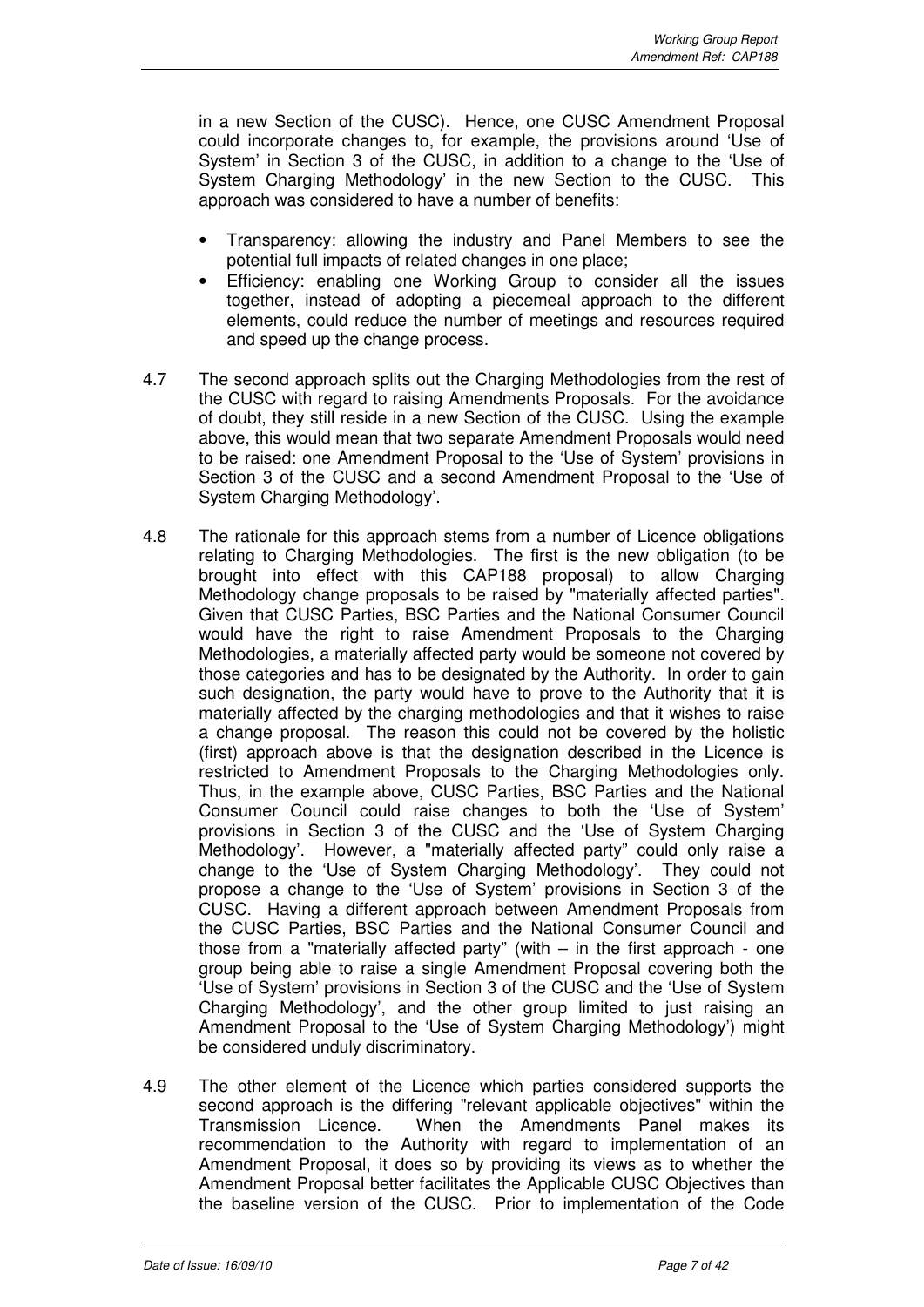in a new Section of the CUSC). Hence, one CUSC Amendment Proposal could incorporate changes to, for example, the provisions around 'Use of System' in Section 3 of the CUSC, in addition to a change to the 'Use of System Charging Methodology' in the new Section to the CUSC. This approach was considered to have a number of benefits:

- Transparency: allowing the industry and Panel Members to see the potential full impacts of related changes in one place;
- Efficiency: enabling one Working Group to consider all the issues together, instead of adopting a piecemeal approach to the different elements, could reduce the number of meetings and resources required and speed up the change process.

4.7 The second approach splits out the Charging Methodologies from the rest of the CUSC with regard to raising Amendments Proposals. For the avoidance of doubt, they still reside in a new Section of the CUSC. Using the example above, this would mean that two separate Amendment Proposals would need to be raised: one Amendment Proposal to the 'Use of System' provisions in Section 3 of the CUSC and a second Amendment Proposal to the 'Use of System Charging Methodology'.

4.8 The rationale for this approach stems from a number of Licence obligations relating to Charging Methodologies. The first is the new obligation (to be brought into effect with this CAP188 proposal) to allow Charging Methodology change proposals to be raised by "materially affected parties". Given that CUSC Parties, BSC Parties and the National Consumer Council would have the right to raise Amendment Proposals to the Charging Methodologies, a materially affected party would be someone not covered by those categories and has to be designated by the Authority. In order to gain such designation, the party would have to prove to the Authority that it is materially affected by the charging methodologies and that it wishes to raise a change proposal. The reason this could not be covered by the holistic (first) approach above is that the designation described in the Licence is restricted to Amendment Proposals to the Charging Methodologies only. Thus, in the example above, CUSC Parties, BSC Parties and the National Consumer Council could raise changes to both the 'Use of System' provisions in Section 3 of the CUSC and the 'Use of System Charging Methodology'. However, a "materially affected party" could only raise a change to the 'Use of System Charging Methodology'. They could not propose a change to the 'Use of System' provisions in Section 3 of the CUSC. Having a different approach between Amendment Proposals from the CUSC Parties, BSC Parties and the National Consumer Council and those from a "materially affected party" (with – in the first approach - one group being able to raise a single Amendment Proposal covering both the 'Use of System' provisions in Section 3 of the CUSC and the 'Use of System Charging Methodology', and the other group limited to just raising an Amendment Proposal to the 'Use of System Charging Methodology') might be considered unduly discriminatory.

4.9 The other element of the Licence which parties considered supports the second approach is the differing "relevant applicable objectives" within the Transmission Licence. When the Amendments Panel makes its recommendation to the Authority with regard to implementation of an Amendment Proposal, it does so by providing its views as to whether the Amendment Proposal better facilitates the Applicable CUSC Objectives than the baseline version of the CUSC. Prior to implementation of the Code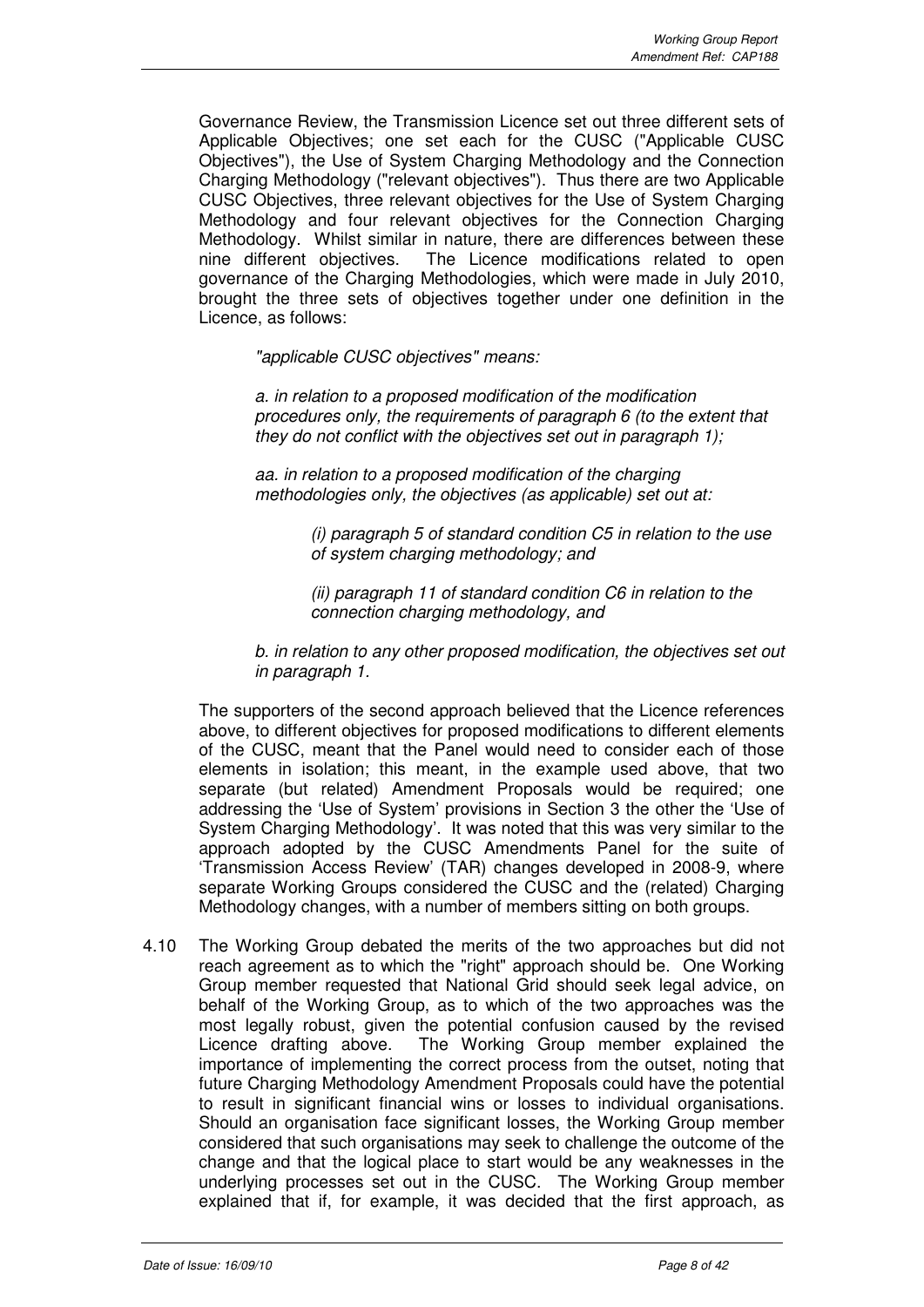Governance Review, the Transmission Licence set out three different sets of Applicable Objectives; one set each for the CUSC ("Applicable CUSC Objectives"), the Use of System Charging Methodology and the Connection Charging Methodology ("relevant objectives"). Thus there are two Applicable CUSC Objectives, three relevant objectives for the Use of System Charging Methodology and four relevant objectives for the Connection Charging Methodology. Whilst similar in nature, there are differences between these nine different objectives. The Licence modifications related to open governance of the Charging Methodologies, which were made in July 2010, brought the three sets of objectives together under one definition in the Licence, as follows:

> *"applicable CUSC objectives" means:*
>
> *a. in relation to a proposed modification of the modification procedures only, the requirements of paragraph 6 (to the extent that they do not conflict with the objectives set out in paragraph 1);*
>
> *aa. in relation to a proposed modification of the charging methodologies only, the objectives (as applicable) set out at:*
>
> > *(i) paragraph 5 of standard condition C5 in relation to the use of system charging methodology; and*
> >
> > *(ii) paragraph 11 of standard condition C6 in relation to the connection charging methodology, and*
>
> *b. in relation to any other proposed modification, the objectives set out in paragraph 1.*

The supporters of the second approach believed that the Licence references above, to different objectives for proposed modifications to different elements of the CUSC, meant that the Panel would need to consider each of those elements in isolation; this meant, in the example used above, that two separate (but related) Amendment Proposals would be required; one addressing the 'Use of System' provisions in Section 3 the other the 'Use of System Charging Methodology'. It was noted that this was very similar to the approach adopted by the CUSC Amendments Panel for the suite of 'Transmission Access Review' (TAR) changes developed in 2008-9, where separate Working Groups considered the CUSC and the (related) Charging Methodology changes, with a number of members sitting on both groups.

4.10 The Working Group debated the merits of the two approaches but did not reach agreement as to which the "right" approach should be. One Working Group member requested that National Grid should seek legal advice, on behalf of the Working Group, as to which of the two approaches was the most legally robust, given the potential confusion caused by the revised Licence drafting above. The Working Group member explained the importance of implementing the correct process from the outset, noting that future Charging Methodology Amendment Proposals could have the potential to result in significant financial wins or losses to individual organisations. Should an organisation face significant losses, the Working Group member considered that such organisations may seek to challenge the outcome of the change and that the logical place to start would be any weaknesses in the underlying processes set out in the CUSC. The Working Group member explained that if, for example, it was decided that the first approach, as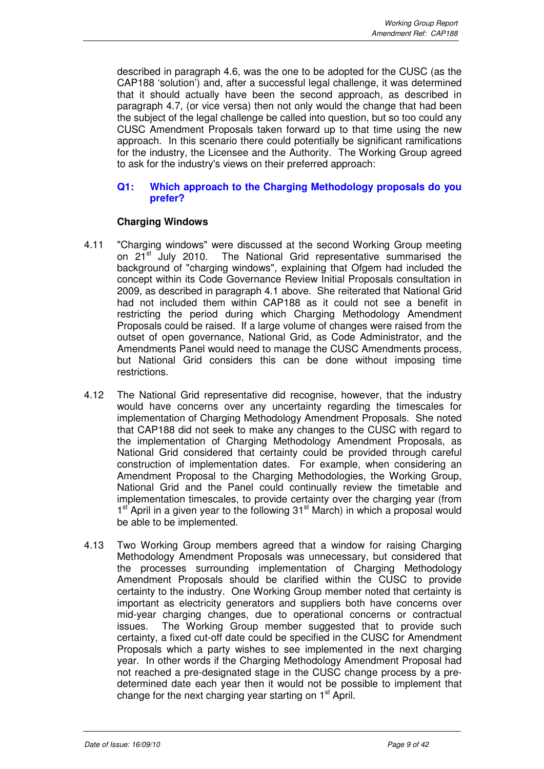described in paragraph 4.6, was the one to be adopted for the CUSC (as the CAP188 'solution') and, after a successful legal challenge, it was determined that it should actually have been the second approach, as described in paragraph 4.7, (or vice versa) then not only would the change that had been the subject of the legal challenge be called into question, but so too could any CUSC Amendment Proposals taken forward up to that time using the new approach. In this scenario there could potentially be significant ramifications for the industry, the Licensee and the Authority. The Working Group agreed to ask for the industry's views on their preferred approach:

**Q1: Which approach to the Charging Methodology proposals do you prefer?**

**Charging Windows**

4.11 "Charging windows" were discussed at the second Working Group meeting on 21st July 2010. The National Grid representative summarised the background of "charging windows", explaining that Ofgem had included the concept within its Code Governance Review Initial Proposals consultation in 2009, as described in paragraph 4.1 above. She reiterated that National Grid had not included them within CAP188 as it could not see a benefit in restricting the period during which Charging Methodology Amendment Proposals could be raised. If a large volume of changes were raised from the outset of open governance, National Grid, as Code Administrator, and the Amendments Panel would need to manage the CUSC Amendments process, but National Grid considers this can be done without imposing time restrictions.

4.12 The National Grid representative did recognise, however, that the industry would have concerns over any uncertainty regarding the timescales for implementation of Charging Methodology Amendment Proposals. She noted that CAP188 did not seek to make any changes to the CUSC with regard to the implementation of Charging Methodology Amendment Proposals, as National Grid considered that certainty could be provided through careful construction of implementation dates. For example, when considering an Amendment Proposal to the Charging Methodologies, the Working Group, National Grid and the Panel could continually review the timetable and implementation timescales, to provide certainty over the charging year (from 1st April in a given year to the following 31st March) in which a proposal would be able to be implemented.

4.13 Two Working Group members agreed that a window for raising Charging Methodology Amendment Proposals was unnecessary, but considered that the processes surrounding implementation of Charging Methodology Amendment Proposals should be clarified within the CUSC to provide certainty to the industry. One Working Group member noted that certainty is important as electricity generators and suppliers both have concerns over mid-year charging changes, due to operational concerns or contractual issues. The Working Group member suggested that to provide such certainty, a fixed cut-off date could be specified in the CUSC for Amendment Proposals which a party wishes to see implemented in the next charging year. In other words if the Charging Methodology Amendment Proposal had not reached a pre-designated stage in the CUSC change process by a pre-determined date each year then it would not be possible to implement that change for the next charging year starting on 1st April.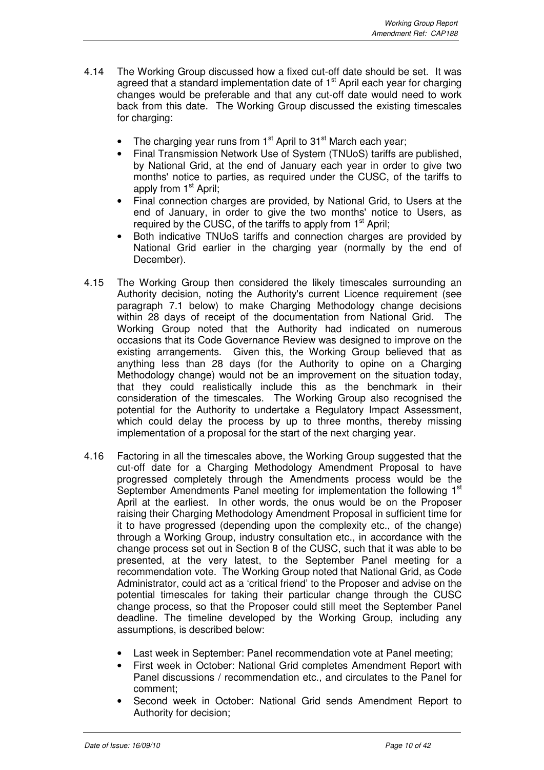4.14 The Working Group discussed how a fixed cut-off date should be set. It was agreed that a standard implementation date of 1st April each year for charging changes would be preferable and that any cut-off date would need to work back from this date. The Working Group discussed the existing timescales for charging:

- The charging year runs from 1st April to 31st March each year;
- Final Transmission Network Use of System (TNUoS) tariffs are published, by National Grid, at the end of January each year in order to give two months' notice to parties, as required under the CUSC, of the tariffs to apply from 1st April;
- Final connection charges are provided, by National Grid, to Users at the end of January, in order to give the two months' notice to Users, as required by the CUSC, of the tariffs to apply from 1st April;
- Both indicative TNUoS tariffs and connection charges are provided by National Grid earlier in the charging year (normally by the end of December).

4.15 The Working Group then considered the likely timescales surrounding an Authority decision, noting the Authority's current Licence requirement (see paragraph 7.1 below) to make Charging Methodology change decisions within 28 days of receipt of the documentation from National Grid. The Working Group noted that the Authority had indicated on numerous occasions that its Code Governance Review was designed to improve on the existing arrangements. Given this, the Working Group believed that as anything less than 28 days (for the Authority to opine on a Charging Methodology change) would not be an improvement on the situation today, that they could realistically include this as the benchmark in their consideration of the timescales. The Working Group also recognised the potential for the Authority to undertake a Regulatory Impact Assessment, which could delay the process by up to three months, thereby missing implementation of a proposal for the start of the next charging year.

4.16 Factoring in all the timescales above, the Working Group suggested that the cut-off date for a Charging Methodology Amendment Proposal to have progressed completely through the Amendments process would be the September Amendments Panel meeting for implementation the following 1st April at the earliest. In other words, the onus would be on the Proposer raising their Charging Methodology Amendment Proposal in sufficient time for it to have progressed (depending upon the complexity etc., of the change) through a Working Group, industry consultation etc., in accordance with the change process set out in Section 8 of the CUSC, such that it was able to be presented, at the very latest, to the September Panel meeting for a recommendation vote. The Working Group noted that National Grid, as Code Administrator, could act as a 'critical friend' to the Proposer and advise on the potential timescales for taking their particular change through the CUSC change process, so that the Proposer could still meet the September Panel deadline. The timeline developed by the Working Group, including any assumptions, is described below:

- Last week in September: Panel recommendation vote at Panel meeting;
- First week in October: National Grid completes Amendment Report with Panel discussions / recommendation etc., and circulates to the Panel for comment;
- Second week in October: National Grid sends Amendment Report to Authority for decision;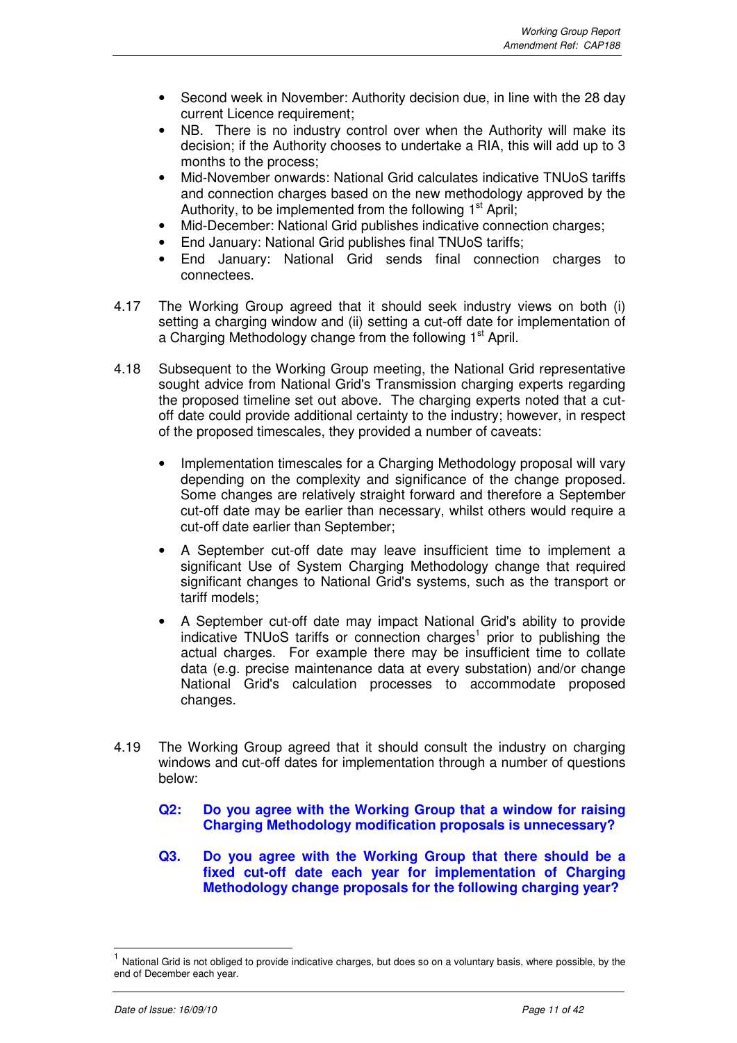- Second week in November: Authority decision due, in line with the 28 day current Licence requirement;
- NB. There is no industry control over when the Authority will make its decision; if the Authority chooses to undertake a RIA, this will add up to 3 months to the process;
- Mid-November onwards: National Grid calculates indicative TNUoS tariffs and connection charges based on the new methodology approved by the Authority, to be implemented from the following 1st April;
- Mid-December: National Grid publishes indicative connection charges;
- End January: National Grid publishes final TNUoS tariffs;
- End January: National Grid sends final connection charges to connectees.

4.17 The Working Group agreed that it should seek industry views on both (i) setting a charging window and (ii) setting a cut-off date for implementation of a Charging Methodology change from the following 1st April.

4.18 Subsequent to the Working Group meeting, the National Grid representative sought advice from National Grid's Transmission charging experts regarding the proposed timeline set out above. The charging experts noted that a cut-off date could provide additional certainty to the industry; however, in respect of the proposed timescales, they provided a number of caveats:

- Implementation timescales for a Charging Methodology proposal will vary depending on the complexity and significance of the change proposed. Some changes are relatively straight forward and therefore a September cut-off date may be earlier than necessary, whilst others would require a cut-off date earlier than September;
- A September cut-off date may leave insufficient time to implement a significant Use of System Charging Methodology change that required significant changes to National Grid's systems, such as the transport or tariff models;
- A September cut-off date may impact National Grid's ability to provide indicative TNUoS tariffs or connection charges[1] prior to publishing the actual charges. For example there may be insufficient time to collate data (e.g. precise maintenance data at every substation) and/or change National Grid's calculation processes to accommodate proposed changes.

4.19 The Working Group agreed that it should consult the industry on charging windows and cut-off dates for implementation through a number of questions below:

**Q2: Do you agree with the Working Group that a window for raising Charging Methodology modification proposals is unnecessary?**

**Q3. Do you agree with the Working Group that there should be a fixed cut-off date each year for implementation of Charging Methodology change proposals for the following charging year?**

---

[1] National Grid is not obliged to provide indicative charges, but does so on a voluntary basis, where possible, by the end of December each year.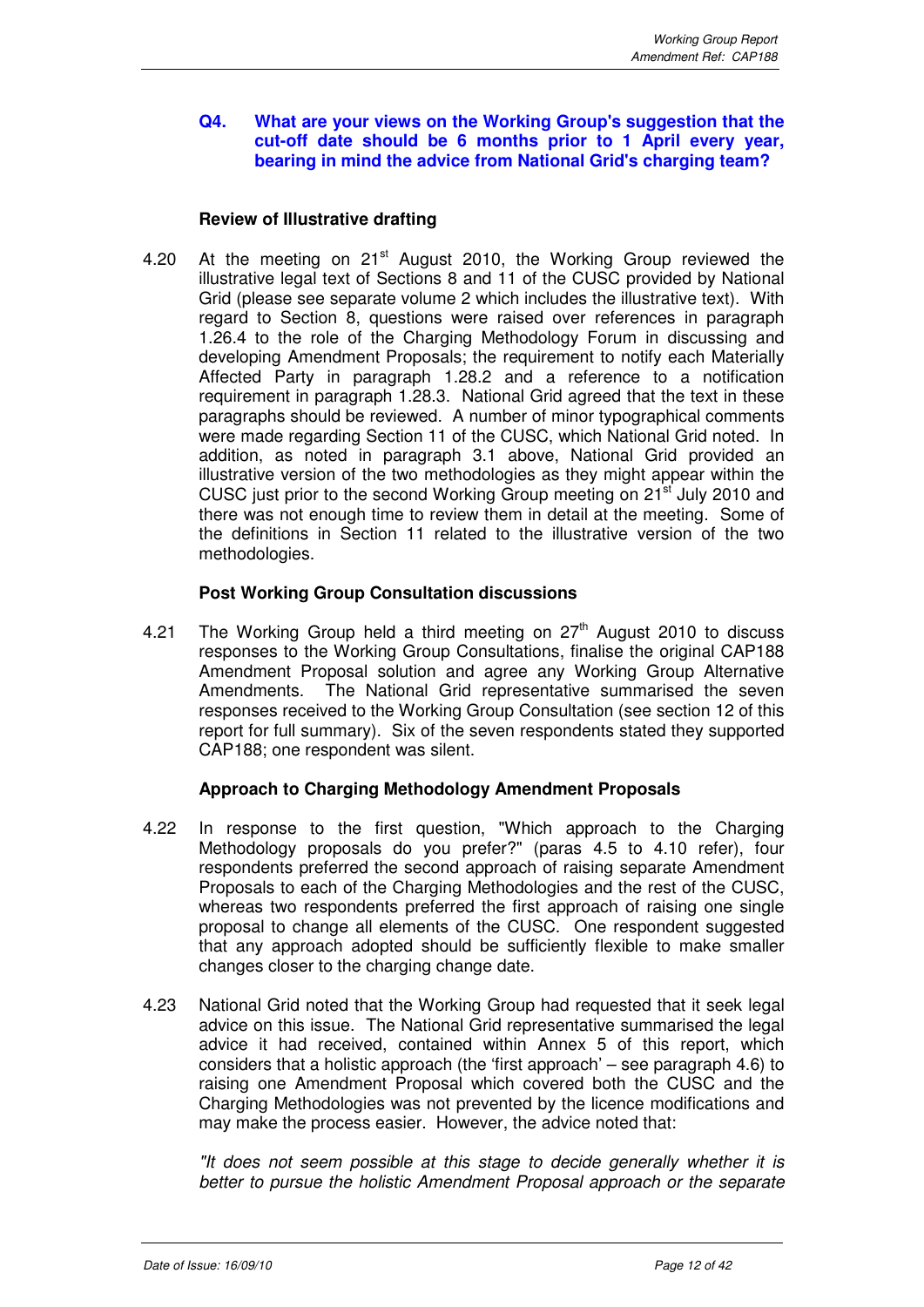**Q4. What are your views on the Working Group's suggestion that the cut-off date should be 6 months prior to 1 April every year, bearing in mind the advice from National Grid's charging team?**

**Review of Illustrative drafting**

4.20 At the meeting on 21st August 2010, the Working Group reviewed the illustrative legal text of Sections 8 and 11 of the CUSC provided by National Grid (please see separate volume 2 which includes the illustrative text). With regard to Section 8, questions were raised over references in paragraph 1.26.4 to the role of the Charging Methodology Forum in discussing and developing Amendment Proposals; the requirement to notify each Materially Affected Party in paragraph 1.28.2 and a reference to a notification requirement in paragraph 1.28.3. National Grid agreed that the text in these paragraphs should be reviewed. A number of minor typographical comments were made regarding Section 11 of the CUSC, which National Grid noted. In addition, as noted in paragraph 3.1 above, National Grid provided an illustrative version of the two methodologies as they might appear within the CUSC just prior to the second Working Group meeting on 21st July 2010 and there was not enough time to review them in detail at the meeting. Some of the definitions in Section 11 related to the illustrative version of the two methodologies.

**Post Working Group Consultation discussions**

4.21 The Working Group held a third meeting on 27th August 2010 to discuss responses to the Working Group Consultations, finalise the original CAP188 Amendment Proposal solution and agree any Working Group Alternative Amendments. The National Grid representative summarised the seven responses received to the Working Group Consultation (see section 12 of this report for full summary). Six of the seven respondents stated they supported CAP188; one respondent was silent.

**Approach to Charging Methodology Amendment Proposals**

4.22 In response to the first question, "Which approach to the Charging Methodology proposals do you prefer?" (paras 4.5 to 4.10 refer), four respondents preferred the second approach of raising separate Amendment Proposals to each of the Charging Methodologies and the rest of the CUSC, whereas two respondents preferred the first approach of raising one single proposal to change all elements of the CUSC. One respondent suggested that any approach adopted should be sufficiently flexible to make smaller changes closer to the charging change date.

4.23 National Grid noted that the Working Group had requested that it seek legal advice on this issue. The National Grid representative summarised the legal advice it had received, contained within Annex 5 of this report, which considers that a holistic approach (the 'first approach' – see paragraph 4.6) to raising one Amendment Proposal which covered both the CUSC and the Charging Methodologies was not prevented by the licence modifications and may make the process easier. However, the advice noted that:

*"It does not seem possible at this stage to decide generally whether it is better to pursue the holistic Amendment Proposal approach or the separate*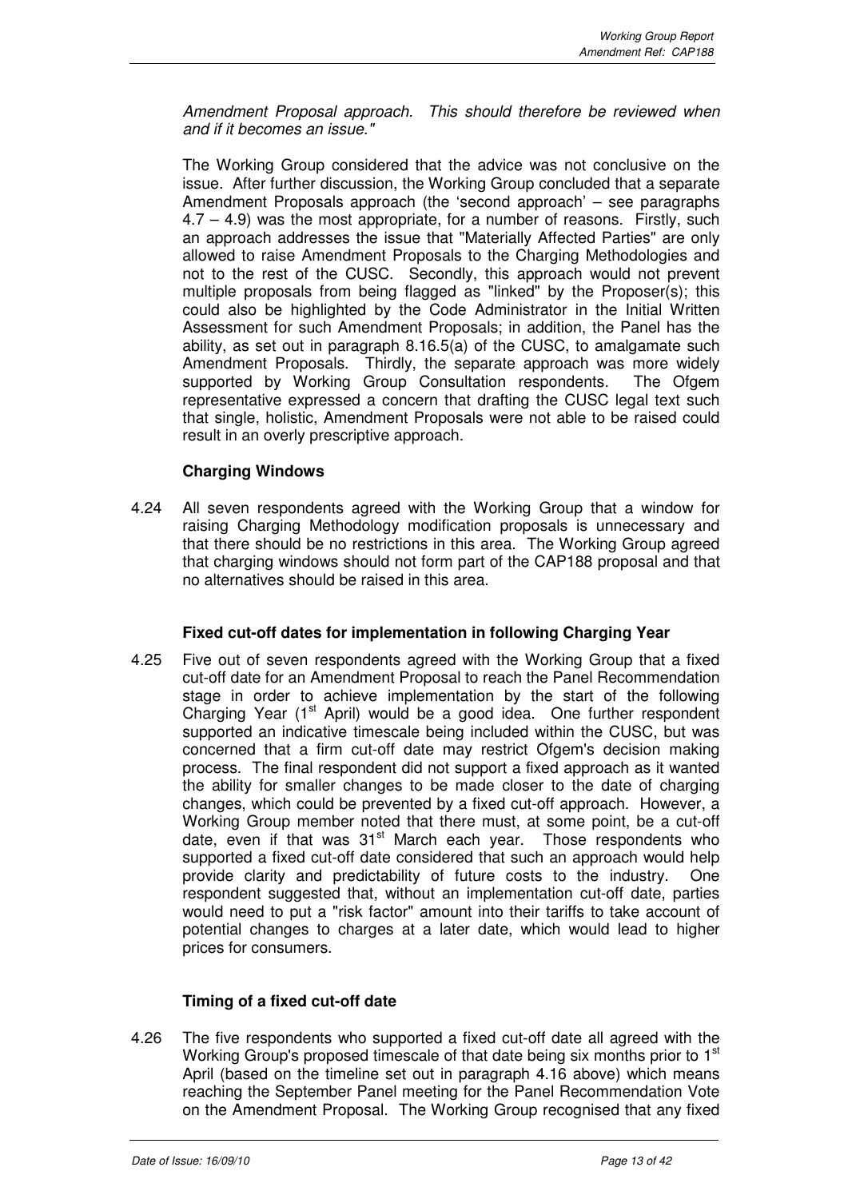*Amendment Proposal approach. This should therefore be reviewed when and if it becomes an issue."*

The Working Group considered that the advice was not conclusive on the issue. After further discussion, the Working Group concluded that a separate Amendment Proposals approach (the 'second approach' – see paragraphs 4.7 – 4.9) was the most appropriate, for a number of reasons. Firstly, such an approach addresses the issue that "Materially Affected Parties" are only allowed to raise Amendment Proposals to the Charging Methodologies and not to the rest of the CUSC. Secondly, this approach would not prevent multiple proposals from being flagged as "linked" by the Proposer(s); this could also be highlighted by the Code Administrator in the Initial Written Assessment for such Amendment Proposals; in addition, the Panel has the ability, as set out in paragraph 8.16.5(a) of the CUSC, to amalgamate such Amendment Proposals. Thirdly, the separate approach was more widely supported by Working Group Consultation respondents. The Ofgem representative expressed a concern that drafting the CUSC legal text such that single, holistic, Amendment Proposals were not able to be raised could result in an overly prescriptive approach.

**Charging Windows**

4.24 All seven respondents agreed with the Working Group that a window for raising Charging Methodology modification proposals is unnecessary and that there should be no restrictions in this area. The Working Group agreed that charging windows should not form part of the CAP188 proposal and that no alternatives should be raised in this area.

**Fixed cut-off dates for implementation in following Charging Year**

4.25 Five out of seven respondents agreed with the Working Group that a fixed cut-off date for an Amendment Proposal to reach the Panel Recommendation stage in order to achieve implementation by the start of the following Charging Year (1st April) would be a good idea. One further respondent supported an indicative timescale being included within the CUSC, but was concerned that a firm cut-off date may restrict Ofgem's decision making process. The final respondent did not support a fixed approach as it wanted the ability for smaller changes to be made closer to the date of charging changes, which could be prevented by a fixed cut-off approach. However, a Working Group member noted that there must, at some point, be a cut-off date, even if that was 31st March each year. Those respondents who supported a fixed cut-off date considered that such an approach would help provide clarity and predictability of future costs to the industry. One respondent suggested that, without an implementation cut-off date, parties would need to put a "risk factor" amount into their tariffs to take account of potential changes to charges at a later date, which would lead to higher prices for consumers.

**Timing of a fixed cut-off date**

4.26 The five respondents who supported a fixed cut-off date all agreed with the Working Group's proposed timescale of that date being six months prior to 1st April (based on the timeline set out in paragraph 4.16 above) which means reaching the September Panel meeting for the Panel Recommendation Vote on the Amendment Proposal. The Working Group recognised that any fixed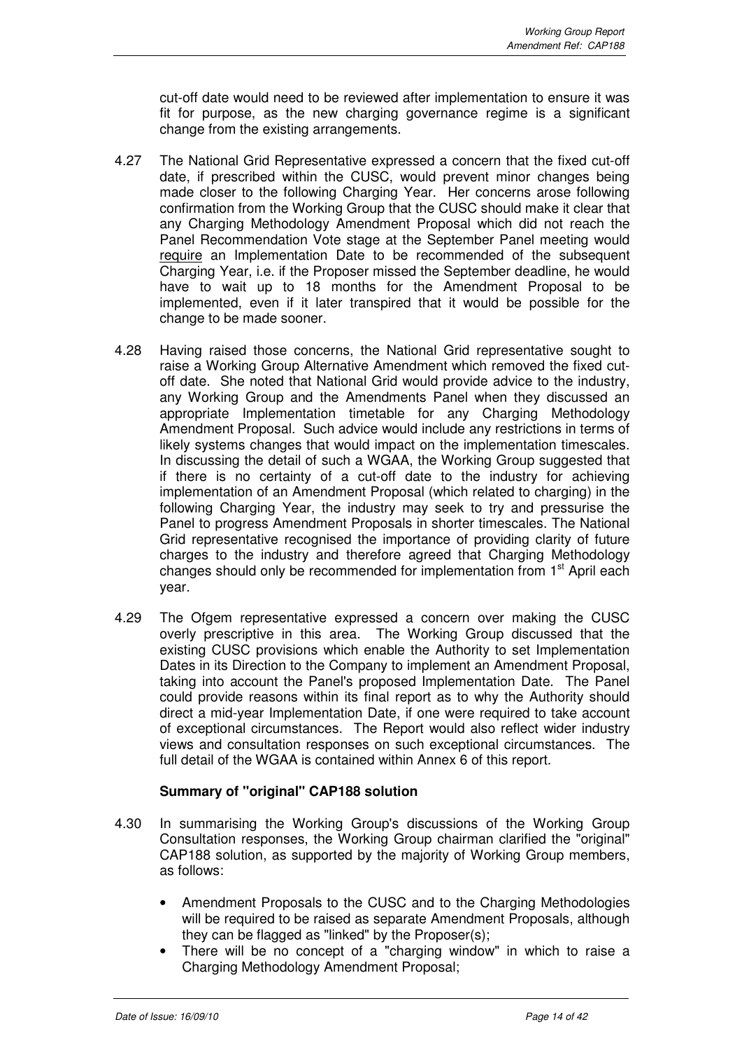cut-off date would need to be reviewed after implementation to ensure it was fit for purpose, as the new charging governance regime is a significant change from the existing arrangements.

4.27 The National Grid Representative expressed a concern that the fixed cut-off date, if prescribed within the CUSC, would prevent minor changes being made closer to the following Charging Year. Her concerns arose following confirmation from the Working Group that the CUSC should make it clear that any Charging Methodology Amendment Proposal which did not reach the Panel Recommendation Vote stage at the September Panel meeting would <u>require</u> an Implementation Date to be recommended of the subsequent Charging Year, i.e. if the Proposer missed the September deadline, he would have to wait up to 18 months for the Amendment Proposal to be implemented, even if it later transpired that it would be possible for the change to be made sooner.

4.28 Having raised those concerns, the National Grid representative sought to raise a Working Group Alternative Amendment which removed the fixed cut-off date. She noted that National Grid would provide advice to the industry, any Working Group and the Amendments Panel when they discussed an appropriate Implementation timetable for any Charging Methodology Amendment Proposal. Such advice would include any restrictions in terms of likely systems changes that would impact on the implementation timescales. In discussing the detail of such a WGAA, the Working Group suggested that if there is no certainty of a cut-off date to the industry for achieving implementation of an Amendment Proposal (which related to charging) in the following Charging Year, the industry may seek to try and pressurise the Panel to progress Amendment Proposals in shorter timescales. The National Grid representative recognised the importance of providing clarity of future charges to the industry and therefore agreed that Charging Methodology changes should only be recommended for implementation from 1st April each year.

4.29 The Ofgem representative expressed a concern over making the CUSC overly prescriptive in this area. The Working Group discussed that the existing CUSC provisions which enable the Authority to set Implementation Dates in its Direction to the Company to implement an Amendment Proposal, taking into account the Panel's proposed Implementation Date. The Panel could provide reasons within its final report as to why the Authority should direct a mid-year Implementation Date, if one were required to take account of exceptional circumstances. The Report would also reflect wider industry views and consultation responses on such exceptional circumstances. The full detail of the WGAA is contained within Annex 6 of this report.

**Summary of "original" CAP188 solution**

4.30 In summarising the Working Group's discussions of the Working Group Consultation responses, the Working Group chairman clarified the "original" CAP188 solution, as supported by the majority of Working Group members, as follows:

- Amendment Proposals to the CUSC and to the Charging Methodologies will be required to be raised as separate Amendment Proposals, although they can be flagged as "linked" by the Proposer(s);
- There will be no concept of a "charging window" in which to raise a Charging Methodology Amendment Proposal;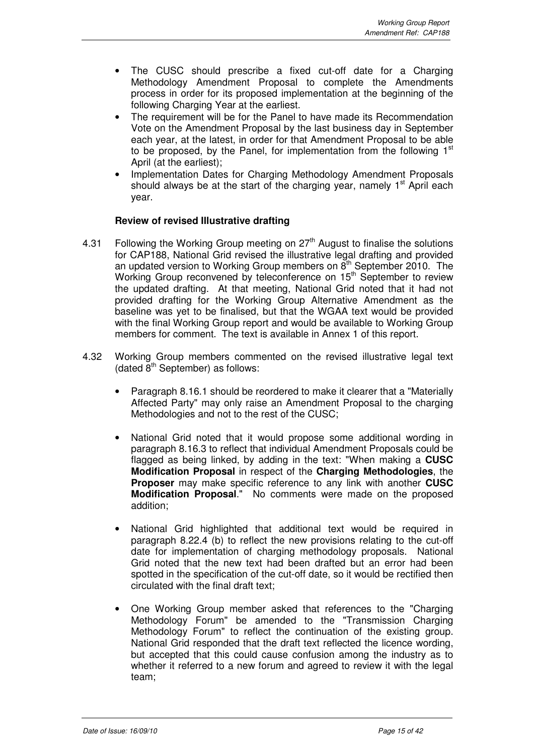- The CUSC should prescribe a fixed cut-off date for a Charging Methodology Amendment Proposal to complete the Amendments process in order for its proposed implementation at the beginning of the following Charging Year at the earliest.
- The requirement will be for the Panel to have made its Recommendation Vote on the Amendment Proposal by the last business day in September each year, at the latest, in order for that Amendment Proposal to be able to be proposed, by the Panel, for implementation from the following 1st April (at the earliest);
- Implementation Dates for Charging Methodology Amendment Proposals should always be at the start of the charging year, namely 1st April each year.

**Review of revised Illustrative drafting**

4.31 Following the Working Group meeting on 27th August to finalise the solutions for CAP188, National Grid revised the illustrative legal drafting and provided an updated version to Working Group members on 8th September 2010. The Working Group reconvened by teleconference on 15th September to review the updated drafting. At that meeting, National Grid noted that it had not provided drafting for the Working Group Alternative Amendment as the baseline was yet to be finalised, but that the WGAA text would be provided with the final Working Group report and would be available to Working Group members for comment. The text is available in Annex 1 of this report.

4.32 Working Group members commented on the revised illustrative legal text (dated 8th September) as follows:

- Paragraph 8.16.1 should be reordered to make it clearer that a "Materially Affected Party" may only raise an Amendment Proposal to the charging Methodologies and not to the rest of the CUSC;

- National Grid noted that it would propose some additional wording in paragraph 8.16.3 to reflect that individual Amendment Proposals could be flagged as being linked, by adding in the text: "When making a **CUSC Modification Proposal** in respect of the **Charging Methodologies**, the **Proposer** may make specific reference to any link with another **CUSC Modification Proposal**." No comments were made on the proposed addition;

- National Grid highlighted that additional text would be required in paragraph 8.22.4 (b) to reflect the new provisions relating to the cut-off date for implementation of charging methodology proposals. National Grid noted that the new text had been drafted but an error had been spotted in the specification of the cut-off date, so it would be rectified then circulated with the final draft text;

- One Working Group member asked that references to the "Charging Methodology Forum" be amended to the "Transmission Charging Methodology Forum" to reflect the continuation of the existing group. National Grid responded that the draft text reflected the licence wording, but accepted that this could cause confusion among the industry as to whether it referred to a new forum and agreed to review it with the legal team;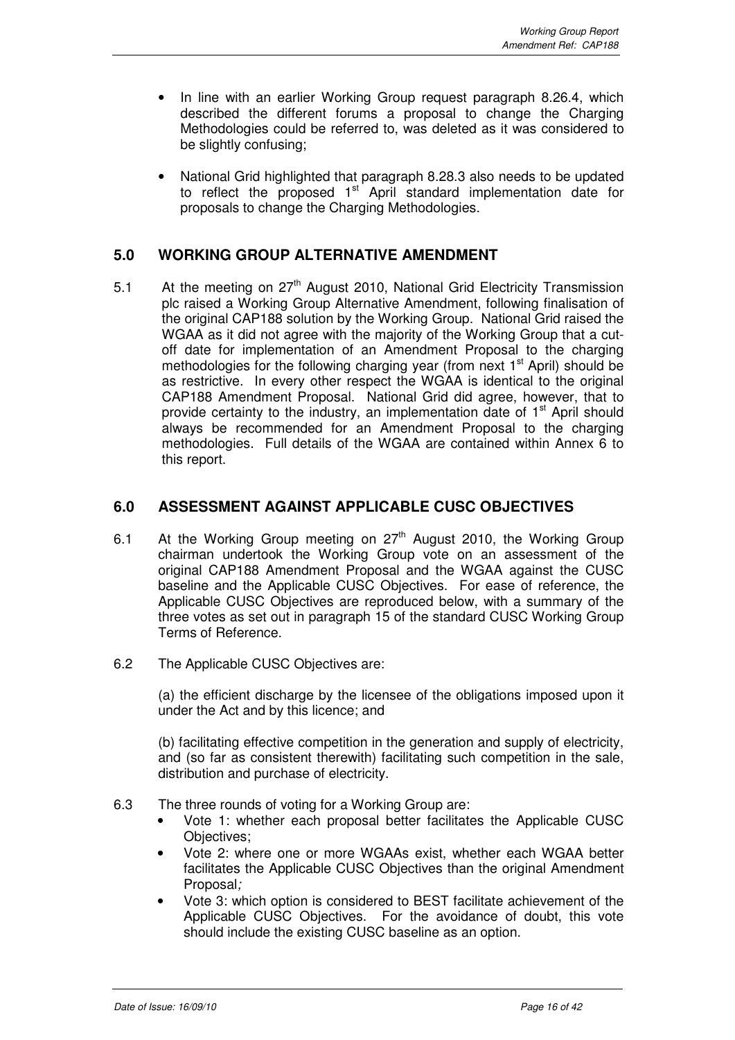- In line with an earlier Working Group request paragraph 8.26.4, which described the different forums a proposal to change the Charging Methodologies could be referred to, was deleted as it was considered to be slightly confusing;
- National Grid highlighted that paragraph 8.28.3 also needs to be updated to reflect the proposed 1st April standard implementation date for proposals to change the Charging Methodologies.

## 5.0 WORKING GROUP ALTERNATIVE AMENDMENT

5.1 At the meeting on 27th August 2010, National Grid Electricity Transmission plc raised a Working Group Alternative Amendment, following finalisation of the original CAP188 solution by the Working Group. National Grid raised the WGAA as it did not agree with the majority of the Working Group that a cut-off date for implementation of an Amendment Proposal to the charging methodologies for the following charging year (from next 1st April) should be as restrictive. In every other respect the WGAA is identical to the original CAP188 Amendment Proposal. National Grid did agree, however, that to provide certainty to the industry, an implementation date of 1st April should always be recommended for an Amendment Proposal to the charging methodologies. Full details of the WGAA are contained within Annex 6 to this report.

## 6.0 ASSESSMENT AGAINST APPLICABLE CUSC OBJECTIVES

6.1 At the Working Group meeting on 27th August 2010, the Working Group chairman undertook the Working Group vote on an assessment of the original CAP188 Amendment Proposal and the WGAA against the CUSC baseline and the Applicable CUSC Objectives. For ease of reference, the Applicable CUSC Objectives are reproduced below, with a summary of the three votes as set out in paragraph 15 of the standard CUSC Working Group Terms of Reference.

6.2 The Applicable CUSC Objectives are:

(a) the efficient discharge by the licensee of the obligations imposed upon it under the Act and by this licence; and

(b) facilitating effective competition in the generation and supply of electricity, and (so far as consistent therewith) facilitating such competition in the sale, distribution and purchase of electricity.

6.3 The three rounds of voting for a Working Group are:

- Vote 1: whether each proposal better facilitates the Applicable CUSC Objectives;
- Vote 2: where one or more WGAAs exist, whether each WGAA better facilitates the Applicable CUSC Objectives than the original Amendment Proposal;
- Vote 3: which option is considered to BEST facilitate achievement of the Applicable CUSC Objectives. For the avoidance of doubt, this vote should include the existing CUSC baseline as an option.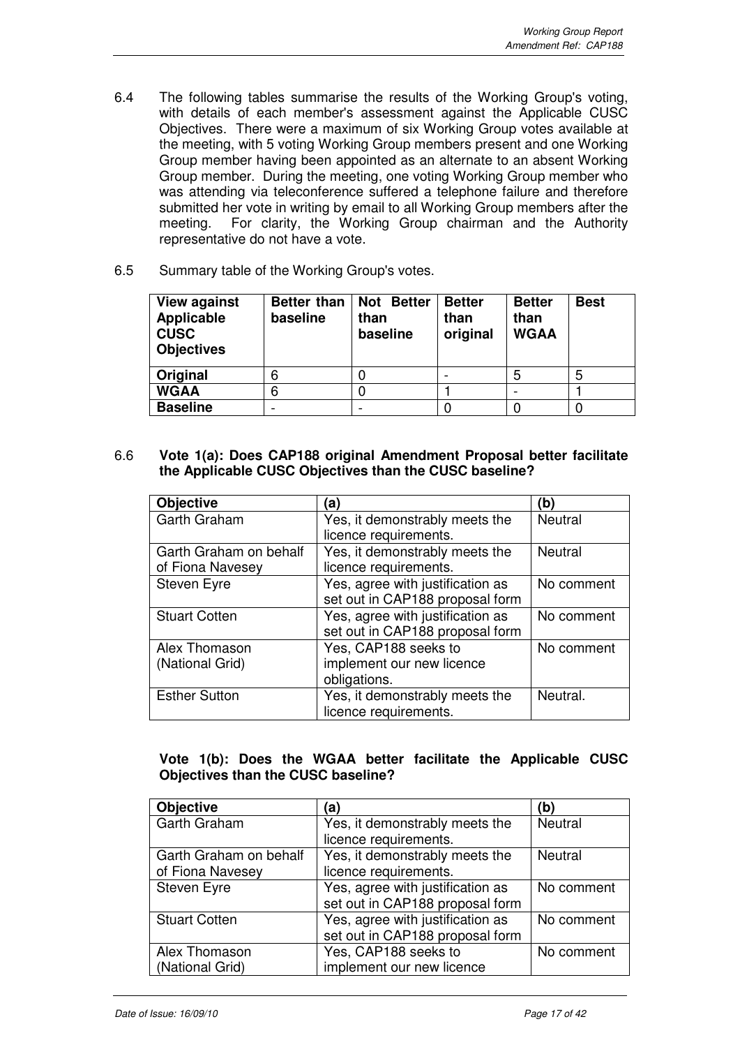6.4 The following tables summarise the results of the Working Group's voting, with details of each member's assessment against the Applicable CUSC Objectives. There were a maximum of six Working Group votes available at the meeting, with 5 voting Working Group members present and one Working Group member having been appointed as an alternate to an absent Working Group member. During the meeting, one voting Working Group member who was attending via teleconference suffered a telephone failure and therefore submitted her vote in writing by email to all Working Group members after the meeting. For clarity, the Working Group chairman and the Authority representative do not have a vote.

6.5 Summary table of the Working Group's votes.

| View against Applicable CUSC Objectives | Better than baseline | Not Better than baseline | Better than original | Better than WGAA | Best |
|---|---|---|---|---|---|
| **Original** | 6 | 0 | - | 5 | 5 |
| **WGAA** | 6 | 0 | 1 | - | 1 |
| **Baseline** | - | - | 0 | 0 | 0 |

6.6 **Vote 1(a): Does CAP188 original Amendment Proposal better facilitate the Applicable CUSC Objectives than the CUSC baseline?**

| Objective | (a) | (b) |
|---|---|---|
| Garth Graham | Yes, it demonstrably meets the licence requirements. | Neutral |
| Garth Graham on behalf of Fiona Navesey | Yes, it demonstrably meets the licence requirements. | Neutral |
| Steven Eyre | Yes, agree with justification as set out in CAP188 proposal form | No comment |
| Stuart Cotten | Yes, agree with justification as set out in CAP188 proposal form | No comment |
| Alex Thomason (National Grid) | Yes, CAP188 seeks to implement our new licence obligations. | No comment |
| Esther Sutton | Yes, it demonstrably meets the licence requirements. | Neutral. |

**Vote 1(b): Does the WGAA better facilitate the Applicable CUSC Objectives than the CUSC baseline?**

| Objective | (a) | (b) |
|---|---|---|
| Garth Graham | Yes, it demonstrably meets the licence requirements. | Neutral |
| Garth Graham on behalf of Fiona Navesey | Yes, it demonstrably meets the licence requirements. | Neutral |
| Steven Eyre | Yes, agree with justification as set out in CAP188 proposal form | No comment |
| Stuart Cotten | Yes, agree with justification as set out in CAP188 proposal form | No comment |
| Alex Thomason (National Grid) | Yes, CAP188 seeks to implement our new licence | No comment |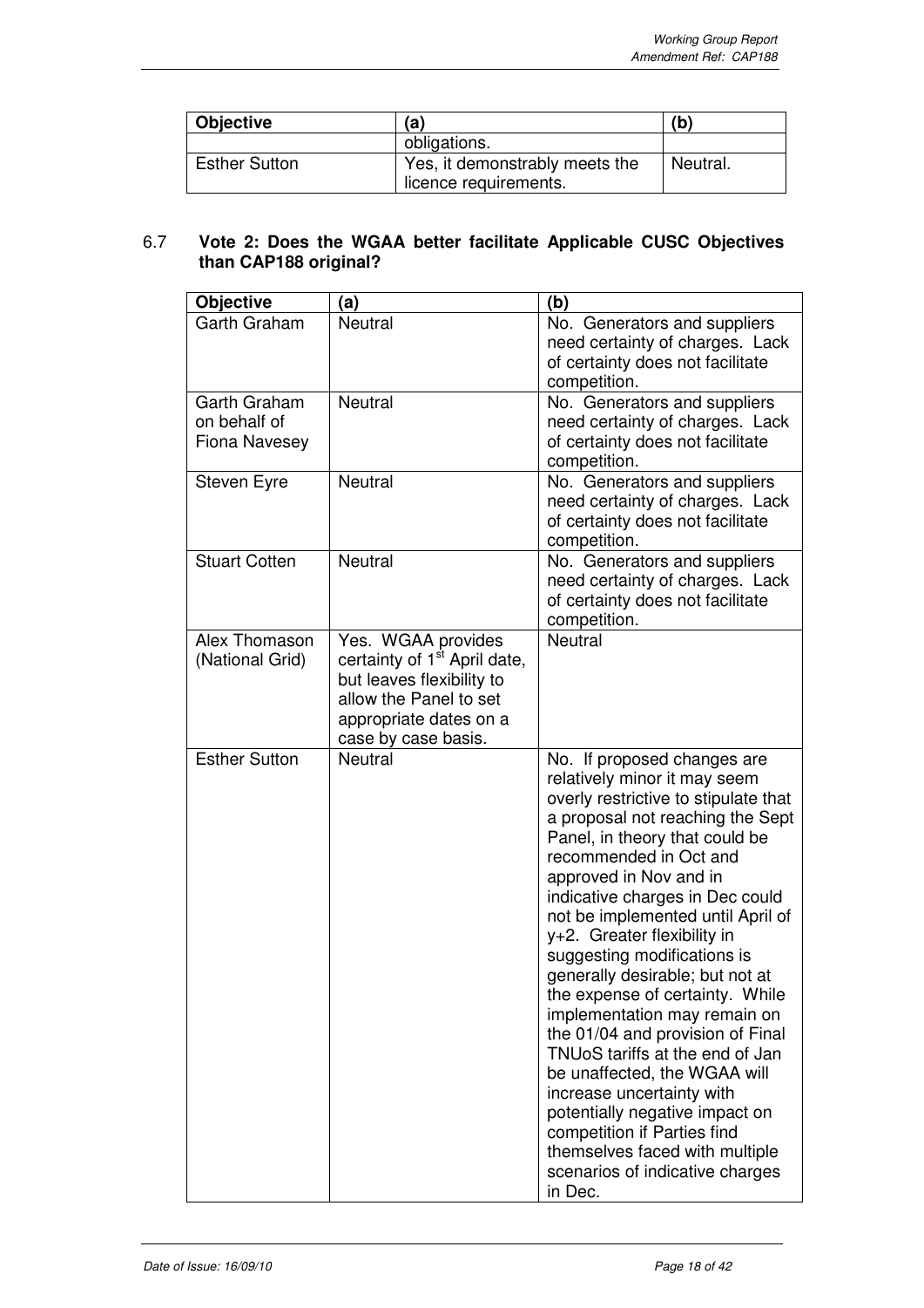| Objective | (a) | (b) |
|---|---|---|
| | obligations. | |
| Esther Sutton | Yes, it demonstrably meets the licence requirements. | Neutral. |

6.7 **Vote 2: Does the WGAA better facilitate Applicable CUSC Objectives than CAP188 original?**

| Objective | (a) | (b) |
|---|---|---|
| Garth Graham | Neutral | No. Generators and suppliers need certainty of charges. Lack of certainty does not facilitate competition. |
| Garth Graham on behalf of Fiona Navesey | Neutral | No. Generators and suppliers need certainty of charges. Lack of certainty does not facilitate competition. |
| Steven Eyre | Neutral | No. Generators and suppliers need certainty of charges. Lack of certainty does not facilitate competition. |
| Stuart Cotten | Neutral | No. Generators and suppliers need certainty of charges. Lack of certainty does not facilitate competition. |
| Alex Thomason (National Grid) | Yes. WGAA provides certainty of 1st April date, but leaves flexibility to allow the Panel to set appropriate dates on a case by case basis. | Neutral |
| Esther Sutton | Neutral | No. If proposed changes are relatively minor it may seem overly restrictive to stipulate that a proposal not reaching the Sept Panel, in theory that could be recommended in Oct and approved in Nov and in indicative charges in Dec could not be implemented until April of y+2. Greater flexibility in suggesting modifications is generally desirable; but not at the expense of certainty. While implementation may remain on the 01/04 and provision of Final TNUoS tariffs at the end of Jan be unaffected, the WGAA will increase uncertainty with potentially negative impact on competition if Parties find themselves faced with multiple scenarios of indicative charges in Dec. |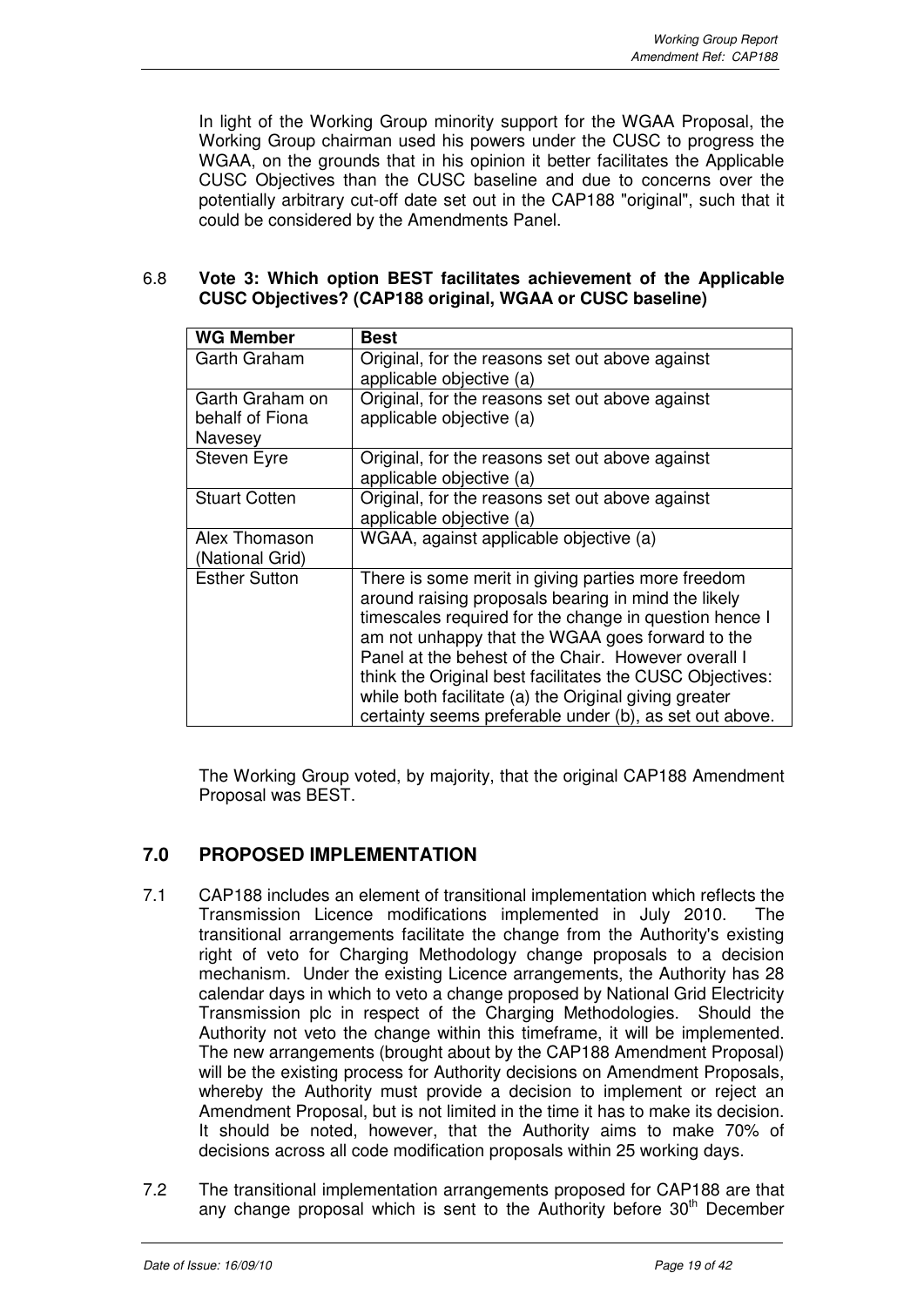In light of the Working Group minority support for the WGAA Proposal, the Working Group chairman used his powers under the CUSC to progress the WGAA, on the grounds that in his opinion it better facilitates the Applicable CUSC Objectives than the CUSC baseline and due to concerns over the potentially arbitrary cut-off date set out in the CAP188 "original", such that it could be considered by the Amendments Panel.

6.8 **Vote 3: Which option BEST facilitates achievement of the Applicable CUSC Objectives? (CAP188 original, WGAA or CUSC baseline)**

| WG Member | Best |
|---|---|
| Garth Graham | Original, for the reasons set out above against applicable objective (a) |
| Garth Graham on behalf of Fiona Navesey | Original, for the reasons set out above against applicable objective (a) |
| Steven Eyre | Original, for the reasons set out above against applicable objective (a) |
| Stuart Cotten | Original, for the reasons set out above against applicable objective (a) |
| Alex Thomason (National Grid) | WGAA, against applicable objective (a) |
| Esther Sutton | There is some merit in giving parties more freedom around raising proposals bearing in mind the likely timescales required for the change in question hence I am not unhappy that the WGAA goes forward to the Panel at the behest of the Chair. However overall I think the Original best facilitates the CUSC Objectives: while both facilitate (a) the Original giving greater certainty seems preferable under (b), as set out above. |

The Working Group voted, by majority, that the original CAP188 Amendment Proposal was BEST.

## 7.0 PROPOSED IMPLEMENTATION

7.1 CAP188 includes an element of transitional implementation which reflects the Transmission Licence modifications implemented in July 2010. The transitional arrangements facilitate the change from the Authority's existing right of veto for Charging Methodology change proposals to a decision mechanism. Under the existing Licence arrangements, the Authority has 28 calendar days in which to veto a change proposed by National Grid Electricity Transmission plc in respect of the Charging Methodologies. Should the Authority not veto the change within this timeframe, it will be implemented. The new arrangements (brought about by the CAP188 Amendment Proposal) will be the existing process for Authority decisions on Amendment Proposals, whereby the Authority must provide a decision to implement or reject an Amendment Proposal, but is not limited in the time it has to make its decision. It should be noted, however, that the Authority aims to make 70% of decisions across all code modification proposals within 25 working days.

7.2 The transitional implementation arrangements proposed for CAP188 are that any change proposal which is sent to the Authority before 30th December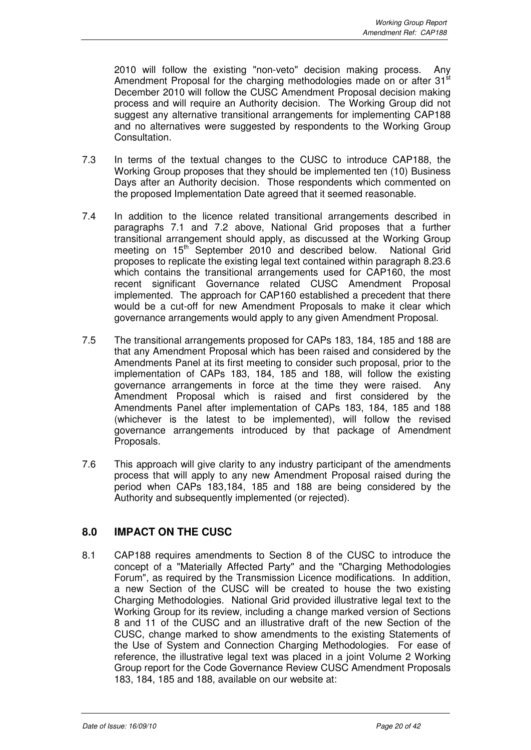2010 will follow the existing "non-veto" decision making process. Any Amendment Proposal for the charging methodologies made on or after 31[st] December 2010 will follow the CUSC Amendment Proposal decision making process and will require an Authority decision. The Working Group did not suggest any alternative transitional arrangements for implementing CAP188 and no alternatives were suggested by respondents to the Working Group Consultation.

7.3 In terms of the textual changes to the CUSC to introduce CAP188, the Working Group proposes that they should be implemented ten (10) Business Days after an Authority decision. Those respondents which commented on the proposed Implementation Date agreed that it seemed reasonable.

7.4 In addition to the licence related transitional arrangements described in paragraphs 7.1 and 7.2 above, National Grid proposes that a further transitional arrangement should apply, as discussed at the Working Group meeting on 15[th] September 2010 and described below. National Grid proposes to replicate the existing legal text contained within paragraph 8.23.6 which contains the transitional arrangements used for CAP160, the most recent significant Governance related CUSC Amendment Proposal implemented. The approach for CAP160 established a precedent that there would be a cut-off for new Amendment Proposals to make it clear which governance arrangements would apply to any given Amendment Proposal.

7.5 The transitional arrangements proposed for CAPs 183, 184, 185 and 188 are that any Amendment Proposal which has been raised and considered by the Amendments Panel at its first meeting to consider such proposal, prior to the implementation of CAPs 183, 184, 185 and 188, will follow the existing governance arrangements in force at the time they were raised. Any Amendment Proposal which is raised and first considered by the Amendments Panel after implementation of CAPs 183, 184, 185 and 188 (whichever is the latest to be implemented), will follow the revised governance arrangements introduced by that package of Amendment Proposals.

7.6 This approach will give clarity to any industry participant of the amendments process that will apply to any new Amendment Proposal raised during the period when CAPs 183,184, 185 and 188 are being considered by the Authority and subsequently implemented (or rejected).

## 8.0 IMPACT ON THE CUSC

8.1 CAP188 requires amendments to Section 8 of the CUSC to introduce the concept of a "Materially Affected Party" and the "Charging Methodologies Forum", as required by the Transmission Licence modifications. In addition, a new Section of the CUSC will be created to house the two existing Charging Methodologies. National Grid provided illustrative legal text to the Working Group for its review, including a change marked version of Sections 8 and 11 of the CUSC and an illustrative draft of the new Section of the CUSC, change marked to show amendments to the existing Statements of the Use of System and Connection Charging Methodologies. For ease of reference, the illustrative legal text was placed in a joint Volume 2 Working Group report for the Code Governance Review CUSC Amendment Proposals 183, 184, 185 and 188, available on our website at: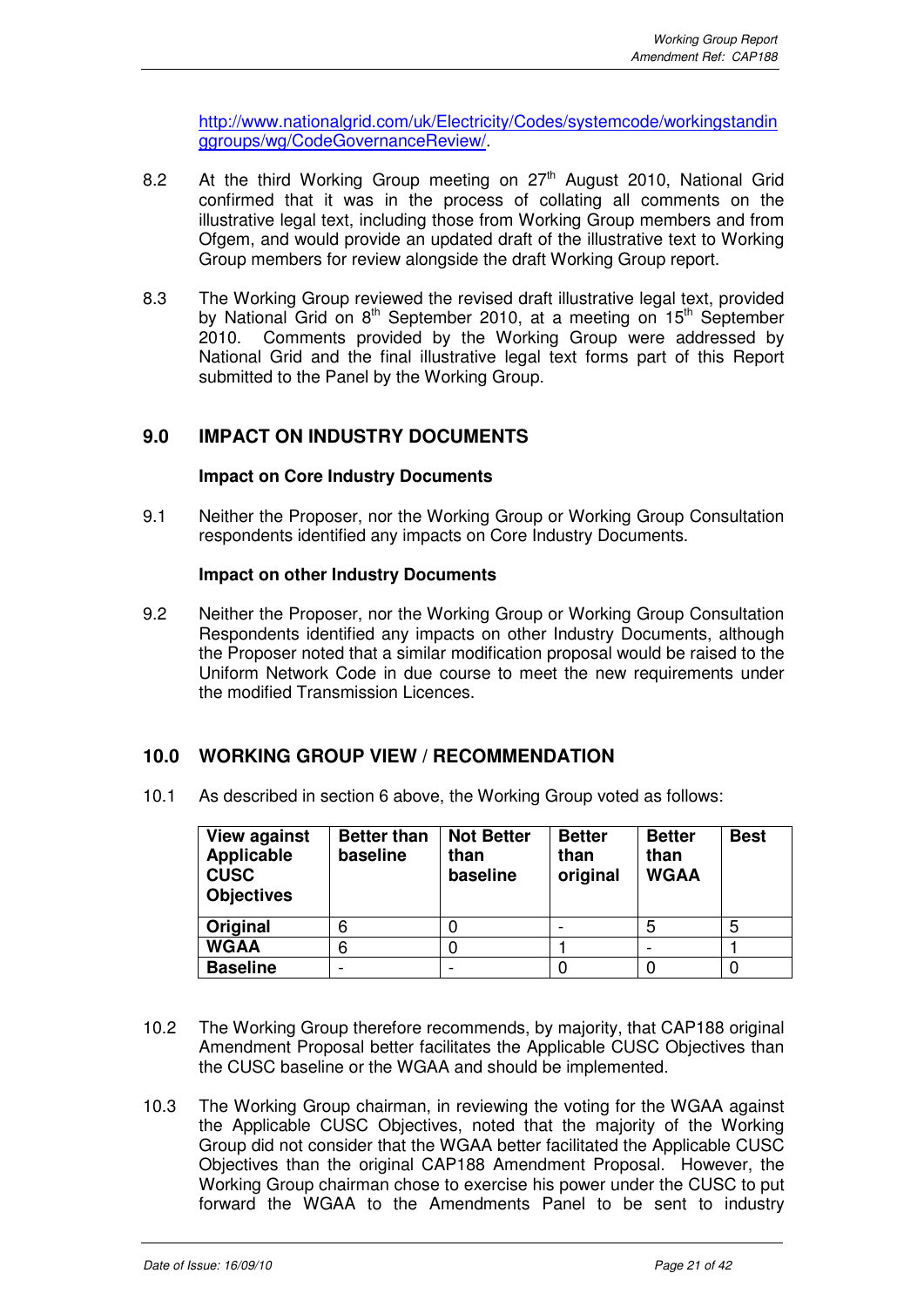http://www.nationalgrid.com/uk/Electricity/Codes/systemcode/workingstandinggroups/wg/CodeGovernanceReview/.

8.2 At the third Working Group meeting on 27th August 2010, National Grid confirmed that it was in the process of collating all comments on the illustrative legal text, including those from Working Group members and from Ofgem, and would provide an updated draft of the illustrative text to Working Group members for review alongside the draft Working Group report.

8.3 The Working Group reviewed the revised draft illustrative legal text, provided by National Grid on 8th September 2010, at a meeting on 15th September 2010. Comments provided by the Working Group were addressed by National Grid and the final illustrative legal text forms part of this Report submitted to the Panel by the Working Group.

## 9.0 IMPACT ON INDUSTRY DOCUMENTS

**Impact on Core Industry Documents**

9.1 Neither the Proposer, nor the Working Group or Working Group Consultation respondents identified any impacts on Core Industry Documents.

**Impact on other Industry Documents**

9.2 Neither the Proposer, nor the Working Group or Working Group Consultation Respondents identified any impacts on other Industry Documents, although the Proposer noted that a similar modification proposal would be raised to the Uniform Network Code in due course to meet the new requirements under the modified Transmission Licences.

## 10.0 WORKING GROUP VIEW / RECOMMENDATION

10.1 As described in section 6 above, the Working Group voted as follows:

| View against Applicable CUSC Objectives | Better than baseline | Not Better than baseline | Better than original | Better than WGAA | Best |
|---|---|---|---|---|---|
| **Original** | 6 | 0 | - | 5 | 5 |
| **WGAA** | 6 | 0 | 1 | - | 1 |
| **Baseline** | - | - | 0 | 0 | 0 |

10.2 The Working Group therefore recommends, by majority, that CAP188 original Amendment Proposal better facilitates the Applicable CUSC Objectives than the CUSC baseline or the WGAA and should be implemented.

10.3 The Working Group chairman, in reviewing the voting for the WGAA against the Applicable CUSC Objectives, noted that the majority of the Working Group did not consider that the WGAA better facilitated the Applicable CUSC Objectives than the original CAP188 Amendment Proposal. However, the Working Group chairman chose to exercise his power under the CUSC to put forward the WGAA to the Amendments Panel to be sent to industry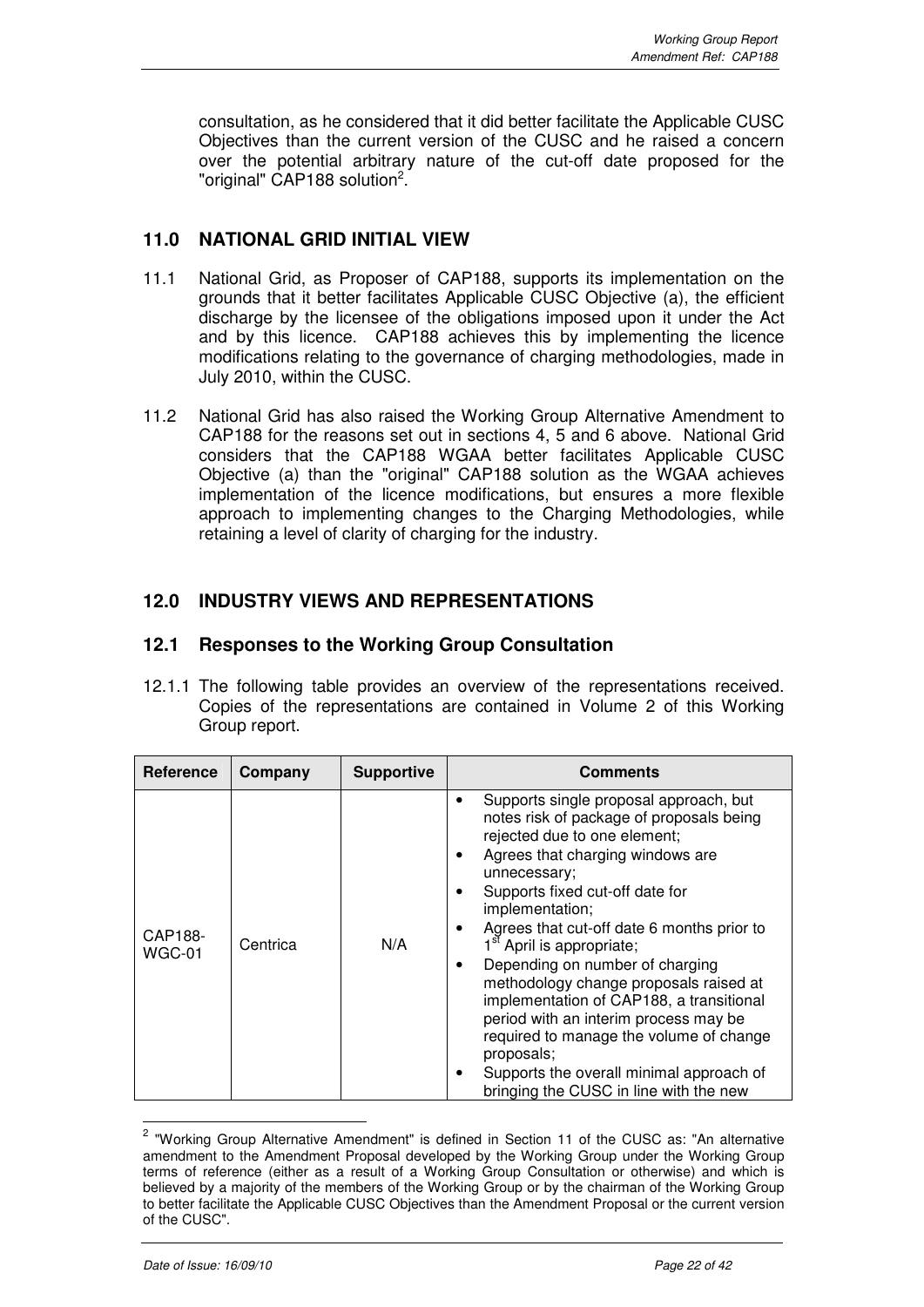consultation, as he considered that it did better facilitate the Applicable CUSC Objectives than the current version of the CUSC and he raised a concern over the potential arbitrary nature of the cut-off date proposed for the "original" CAP188 solution[2].

## 11.0 NATIONAL GRID INITIAL VIEW

11.1 National Grid, as Proposer of CAP188, supports its implementation on the grounds that it better facilitates Applicable CUSC Objective (a), the efficient discharge by the licensee of the obligations imposed upon it under the Act and by this licence. CAP188 achieves this by implementing the licence modifications relating to the governance of charging methodologies, made in July 2010, within the CUSC.

11.2 National Grid has also raised the Working Group Alternative Amendment to CAP188 for the reasons set out in sections 4, 5 and 6 above. National Grid considers that the CAP188 WGAA better facilitates Applicable CUSC Objective (a) than the "original" CAP188 solution as the WGAA achieves implementation of the licence modifications, but ensures a more flexible approach to implementing changes to the Charging Methodologies, while retaining a level of clarity of charging for the industry.

## 12.0 INDUSTRY VIEWS AND REPRESENTATIONS

### 12.1 Responses to the Working Group Consultation

12.1.1 The following table provides an overview of the representations received. Copies of the representations are contained in Volume 2 of this Working Group report.

| Reference | Company | Supportive | Comments |
|---|---|---|---|
| CAP188-WGC-01 | Centrica | N/A | • Supports single proposal approach, but notes risk of package of proposals being rejected due to one element;<br>• Agrees that charging windows are unnecessary;<br>• Supports fixed cut-off date for implementation;<br>• Agrees that cut-off date 6 months prior to 1st April is appropriate;<br>• Depending on number of charging methodology change proposals raised at implementation of CAP188, a transitional period with an interim process may be required to manage the volume of change proposals;<br>• Supports the overall minimal approach of bringing the CUSC in line with the new |

[2] "Working Group Alternative Amendment" is defined in Section 11 of the CUSC as: "An alternative amendment to the Amendment Proposal developed by the Working Group under the Working Group terms of reference (either as a result of a Working Group Consultation or otherwise) and which is believed by a majority of the members of the Working Group or by the chairman of the Working Group to better facilitate the Applicable CUSC Objectives than the Amendment Proposal or the current version of the CUSC".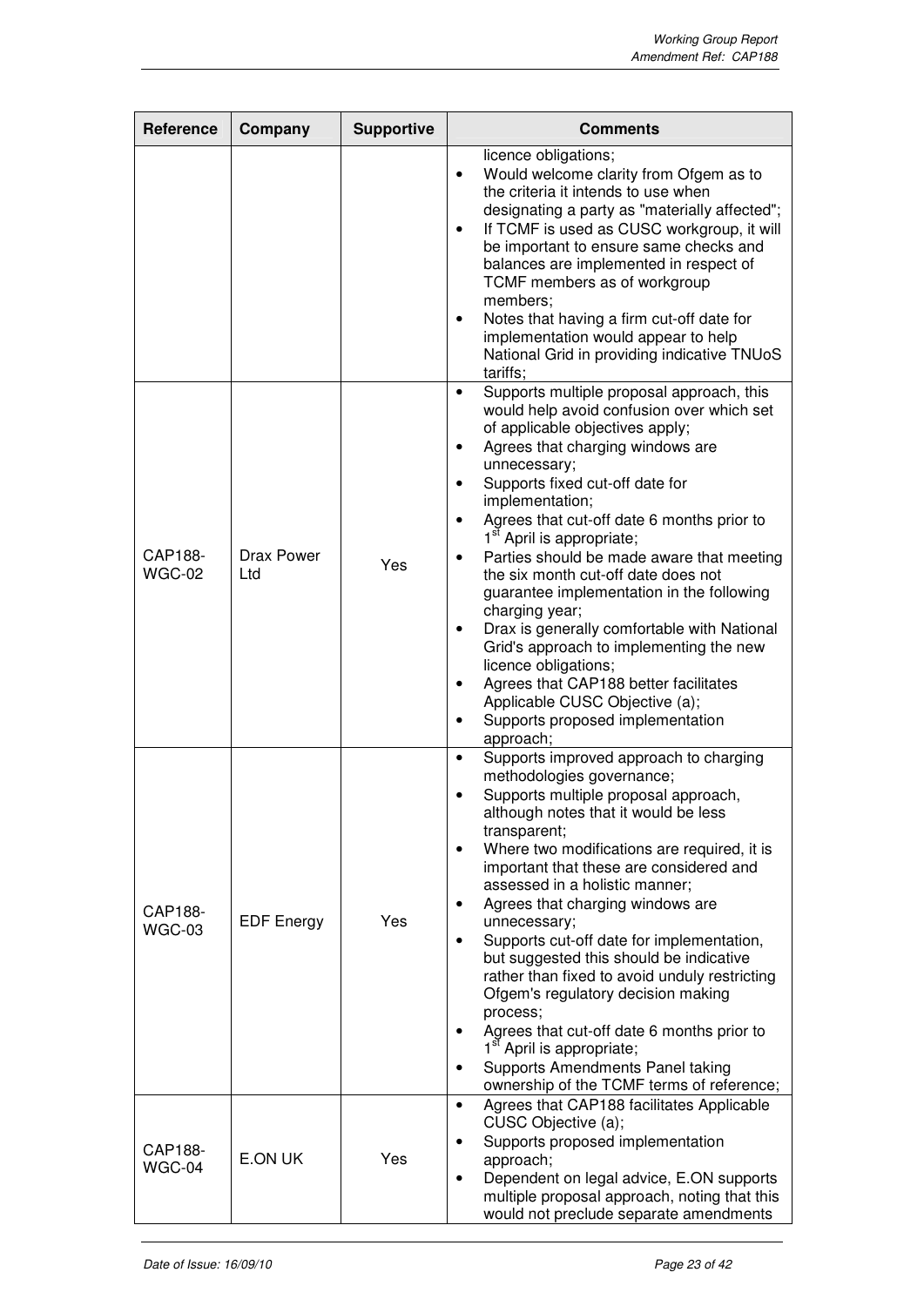| Reference | Company | Supportive | Comments |
|---|---|---|---|
| | | | licence obligations;<br>• Would welcome clarity from Ofgem as to the criteria it intends to use when designating a party as "materially affected";<br>• If TCMF is used as CUSC workgroup, it will be important to ensure same checks and balances are implemented in respect of TCMF members as of workgroup members;<br>• Notes that having a firm cut-off date for implementation would appear to help National Grid in providing indicative TNUoS tariffs; |
| CAP188-WGC-02 | Drax Power Ltd | Yes | • Supports multiple proposal approach, this would help avoid confusion over which set of applicable objectives apply;<br>• Agrees that charging windows are unnecessary;<br>• Supports fixed cut-off date for implementation;<br>• Agrees that cut-off date 6 months prior to 1st April is appropriate;<br>• Parties should be made aware that meeting the six month cut-off date does not guarantee implementation in the following charging year;<br>• Drax is generally comfortable with National Grid's approach to implementing the new licence obligations;<br>• Agrees that CAP188 better facilitates Applicable CUSC Objective (a);<br>• Supports proposed implementation approach; |
| CAP188-WGC-03 | EDF Energy | Yes | • Supports improved approach to charging methodologies governance;<br>• Supports multiple proposal approach, although notes that it would be less transparent;<br>• Where two modifications are required, it is important that these are considered and assessed in a holistic manner;<br>• Agrees that charging windows are unnecessary;<br>• Supports cut-off date for implementation, but suggested this should be indicative rather than fixed to avoid unduly restricting Ofgem's regulatory decision making process;<br>• Agrees that cut-off date 6 months prior to 1st April is appropriate;<br>• Supports Amendments Panel taking ownership of the TCMF terms of reference; |
| CAP188-WGC-04 | E.ON UK | Yes | • Agrees that CAP188 facilitates Applicable CUSC Objective (a);<br>• Supports proposed implementation approach;<br>• Dependent on legal advice, E.ON supports multiple proposal approach, noting that this would not preclude separate amendments |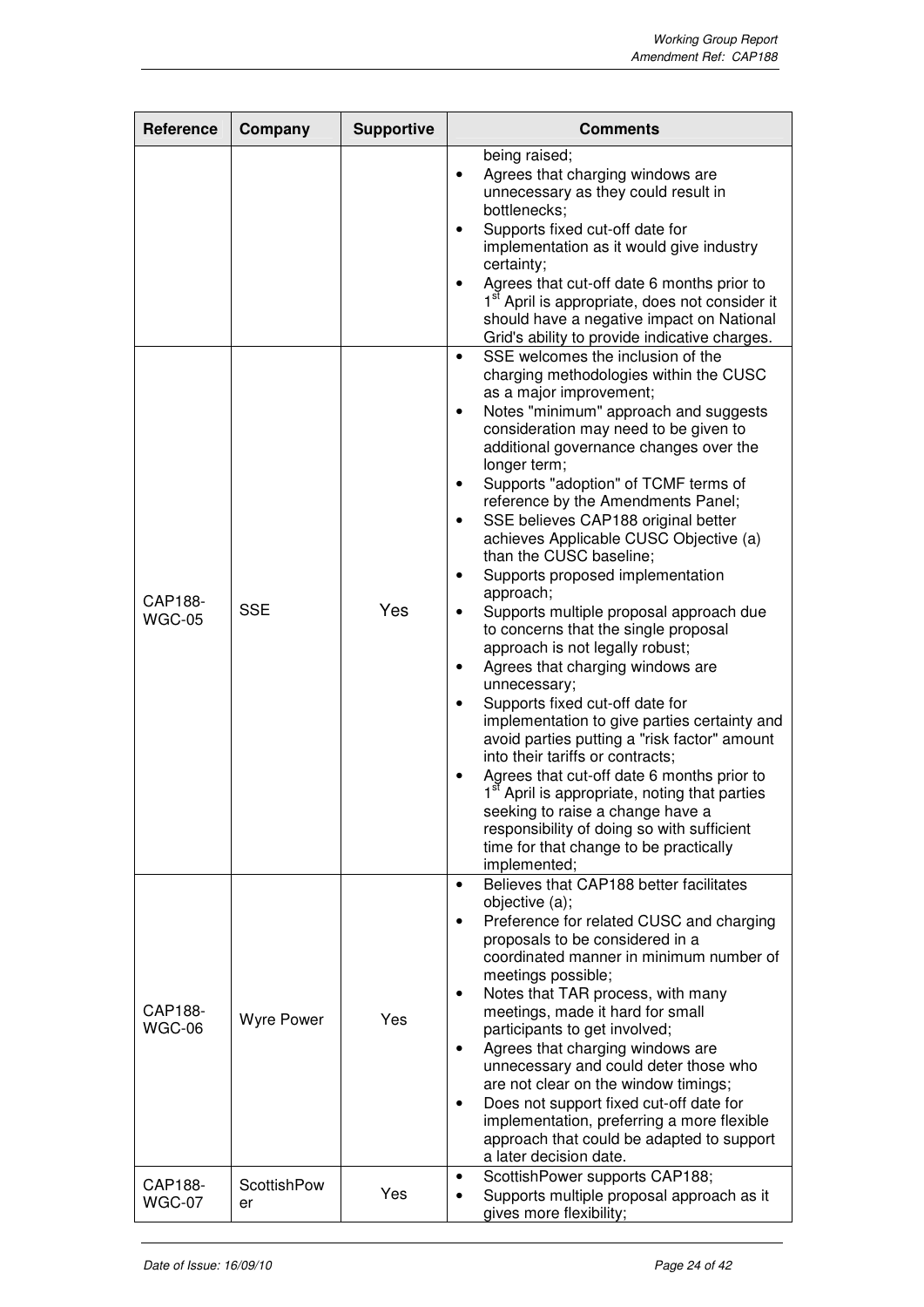| Reference | Company | Supportive | Comments |
|---|---|---|---|
| | | | being raised;<br>• Agrees that charging windows are unnecessary as they could result in bottlenecks;<br>• Supports fixed cut-off date for implementation as it would give industry certainty;<br>• Agrees that cut-off date 6 months prior to 1st April is appropriate, does not consider it should have a negative impact on National Grid's ability to provide indicative charges. |
| CAP188-WGC-05 | SSE | Yes | • SSE welcomes the inclusion of the charging methodologies within the CUSC as a major improvement;<br>• Notes "minimum" approach and suggests consideration may need to be given to additional governance changes over the longer term;<br>• Supports "adoption" of TCMF terms of reference by the Amendments Panel;<br>• SSE believes CAP188 original better achieves Applicable CUSC Objective (a) than the CUSC baseline;<br>• Supports proposed implementation approach;<br>• Supports multiple proposal approach due to concerns that the single proposal approach is not legally robust;<br>• Agrees that charging windows are unnecessary;<br>• Supports fixed cut-off date for implementation to give parties certainty and avoid parties putting a "risk factor" amount into their tariffs or contracts;<br>• Agrees that cut-off date 6 months prior to 1st April is appropriate, noting that parties seeking to raise a change have a responsibility of doing so with sufficient time for that change to be practically implemented; |
| CAP188-WGC-06 | Wyre Power | Yes | • Believes that CAP188 better facilitates objective (a);<br>• Preference for related CUSC and charging proposals to be considered in a coordinated manner in minimum number of meetings possible;<br>• Notes that TAR process, with many meetings, made it hard for small participants to get involved;<br>• Agrees that charging windows are unnecessary and could deter those who are not clear on the window timings;<br>• Does not support fixed cut-off date for implementation, preferring a more flexible approach that could be adapted to support a later decision date. |
| CAP188-WGC-07 | ScottishPower | Yes | • ScottishPower supports CAP188;<br>• Supports multiple proposal approach as it gives more flexibility; |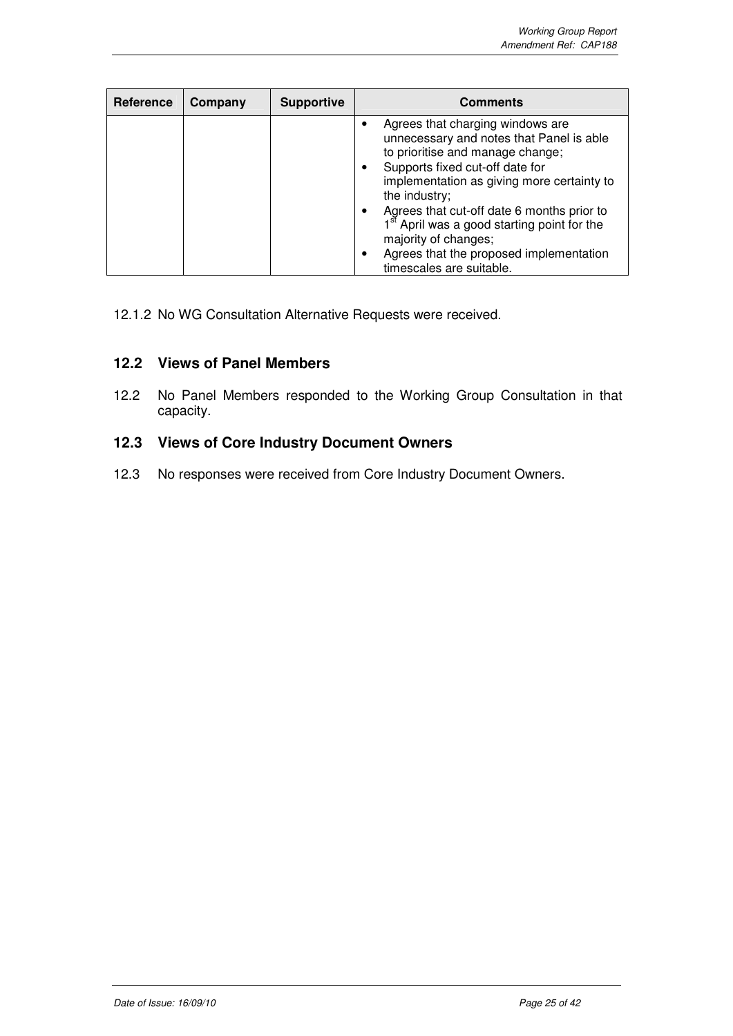| Reference | Company | Supportive | Comments |
|---|---|---|---|
| | | | • Agrees that charging windows are unnecessary and notes that Panel is able to prioritise and manage change;<br>• Supports fixed cut-off date for implementation as giving more certainty to the industry;<br>• Agrees that cut-off date 6 months prior to 1st April was a good starting point for the majority of changes;<br>• Agrees that the proposed implementation timescales are suitable. |

12.1.2 No WG Consultation Alternative Requests were received.

## 12.2 Views of Panel Members

12.2 No Panel Members responded to the Working Group Consultation in that capacity.

## 12.3 Views of Core Industry Document Owners

12.3 No responses were received from Core Industry Document Owners.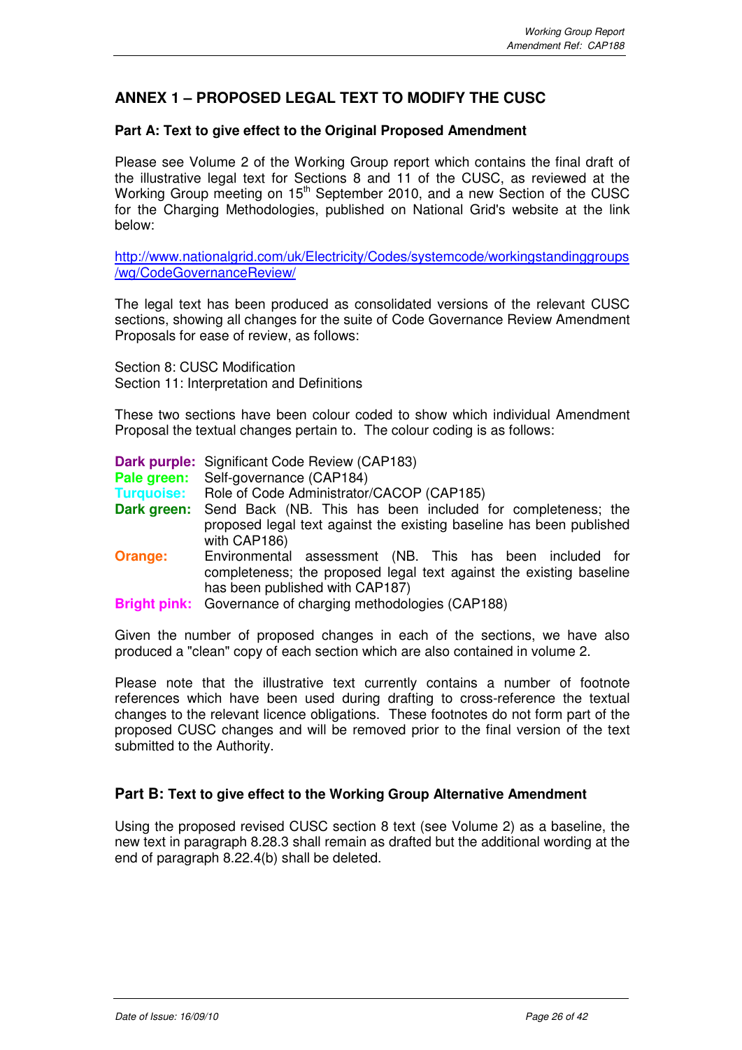# ANNEX 1 – PROPOSED LEGAL TEXT TO MODIFY THE CUSC

### Part A: Text to give effect to the Original Proposed Amendment

Please see Volume 2 of the Working Group report which contains the final draft of the illustrative legal text for Sections 8 and 11 of the CUSC, as reviewed at the Working Group meeting on 15th September 2010, and a new Section of the CUSC for the Charging Methodologies, published on National Grid's website at the link below:

http://www.nationalgrid.com/uk/Electricity/Codes/systemcode/workingstandinggroups/wg/CodeGovernanceReview/

The legal text has been produced as consolidated versions of the relevant CUSC sections, showing all changes for the suite of Code Governance Review Amendment Proposals for ease of review, as follows:

Section 8: CUSC Modification
Section 11: Interpretation and Definitions

These two sections have been colour coded to show which individual Amendment Proposal the textual changes pertain to. The colour coding is as follows:

**Dark purple:** Significant Code Review (CAP183)
**Pale green:** Self-governance (CAP184)
**Turquoise:** Role of Code Administrator/CACOP (CAP185)
**Dark green:** Send Back (NB. This has been included for completeness; the proposed legal text against the existing baseline has been published with CAP186)
**Orange:** Environmental assessment (NB. This has been included for completeness; the proposed legal text against the existing baseline has been published with CAP187)
**Bright pink:** Governance of charging methodologies (CAP188)

Given the number of proposed changes in each of the sections, we have also produced a "clean" copy of each section which are also contained in volume 2.

Please note that the illustrative text currently contains a number of footnote references which have been used during drafting to cross-reference the textual changes to the relevant licence obligations. These footnotes do not form part of the proposed CUSC changes and will be removed prior to the final version of the text submitted to the Authority.

### Part B: Text to give effect to the Working Group Alternative Amendment

Using the proposed revised CUSC section 8 text (see Volume 2) as a baseline, the new text in paragraph 8.28.3 shall remain as drafted but the additional wording at the end of paragraph 8.22.4(b) shall be deleted.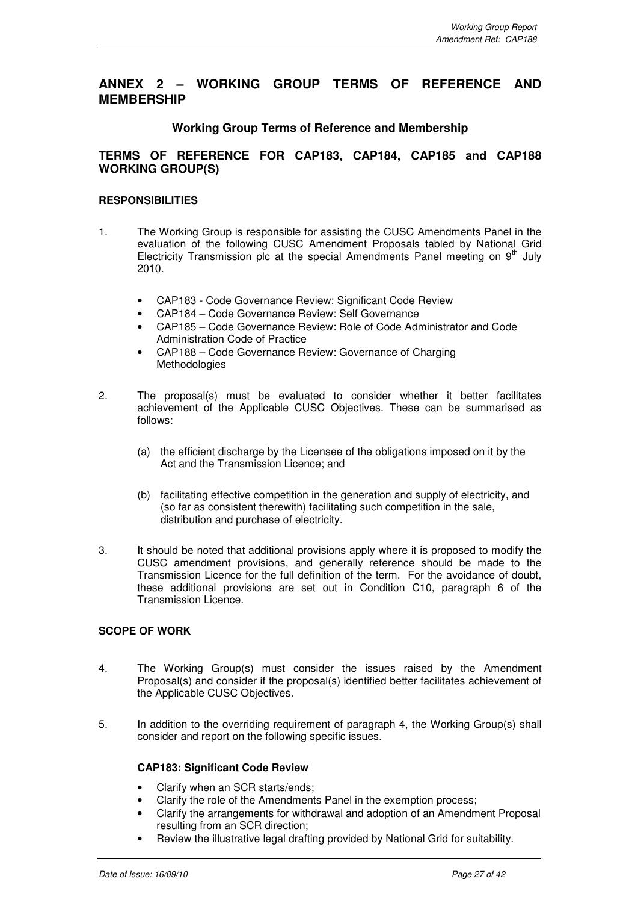## ANNEX 2 – WORKING GROUP TERMS OF REFERENCE AND MEMBERSHIP

### Working Group Terms of Reference and Membership

### TERMS OF REFERENCE FOR CAP183, CAP184, CAP185 and CAP188 WORKING GROUP(S)

**RESPONSIBILITIES**

1. The Working Group is responsible for assisting the CUSC Amendments Panel in the evaluation of the following CUSC Amendment Proposals tabled by National Grid Electricity Transmission plc at the special Amendments Panel meeting on 9th July 2010.

   - CAP183 - Code Governance Review: Significant Code Review
   - CAP184 – Code Governance Review: Self Governance
   - CAP185 – Code Governance Review: Role of Code Administrator and Code Administration Code of Practice
   - CAP188 – Code Governance Review: Governance of Charging Methodologies

2. The proposal(s) must be evaluated to consider whether it better facilitates achievement of the Applicable CUSC Objectives. These can be summarised as follows:

   (a) the efficient discharge by the Licensee of the obligations imposed on it by the Act and the Transmission Licence; and

   (b) facilitating effective competition in the generation and supply of electricity, and (so far as consistent therewith) facilitating such competition in the sale, distribution and purchase of electricity.

3. It should be noted that additional provisions apply where it is proposed to modify the CUSC amendment provisions, and generally reference should be made to the Transmission Licence for the full definition of the term. For the avoidance of doubt, these additional provisions are set out in Condition C10, paragraph 6 of the Transmission Licence.

**SCOPE OF WORK**

4. The Working Group(s) must consider the issues raised by the Amendment Proposal(s) and consider if the proposal(s) identified better facilitates achievement of the Applicable CUSC Objectives.

5. In addition to the overriding requirement of paragraph 4, the Working Group(s) shall consider and report on the following specific issues.

   **CAP183: Significant Code Review**

   - Clarify when an SCR starts/ends;
   - Clarify the role of the Amendments Panel in the exemption process;
   - Clarify the arrangements for withdrawal and adoption of an Amendment Proposal resulting from an SCR direction;
   - Review the illustrative legal drafting provided by National Grid for suitability.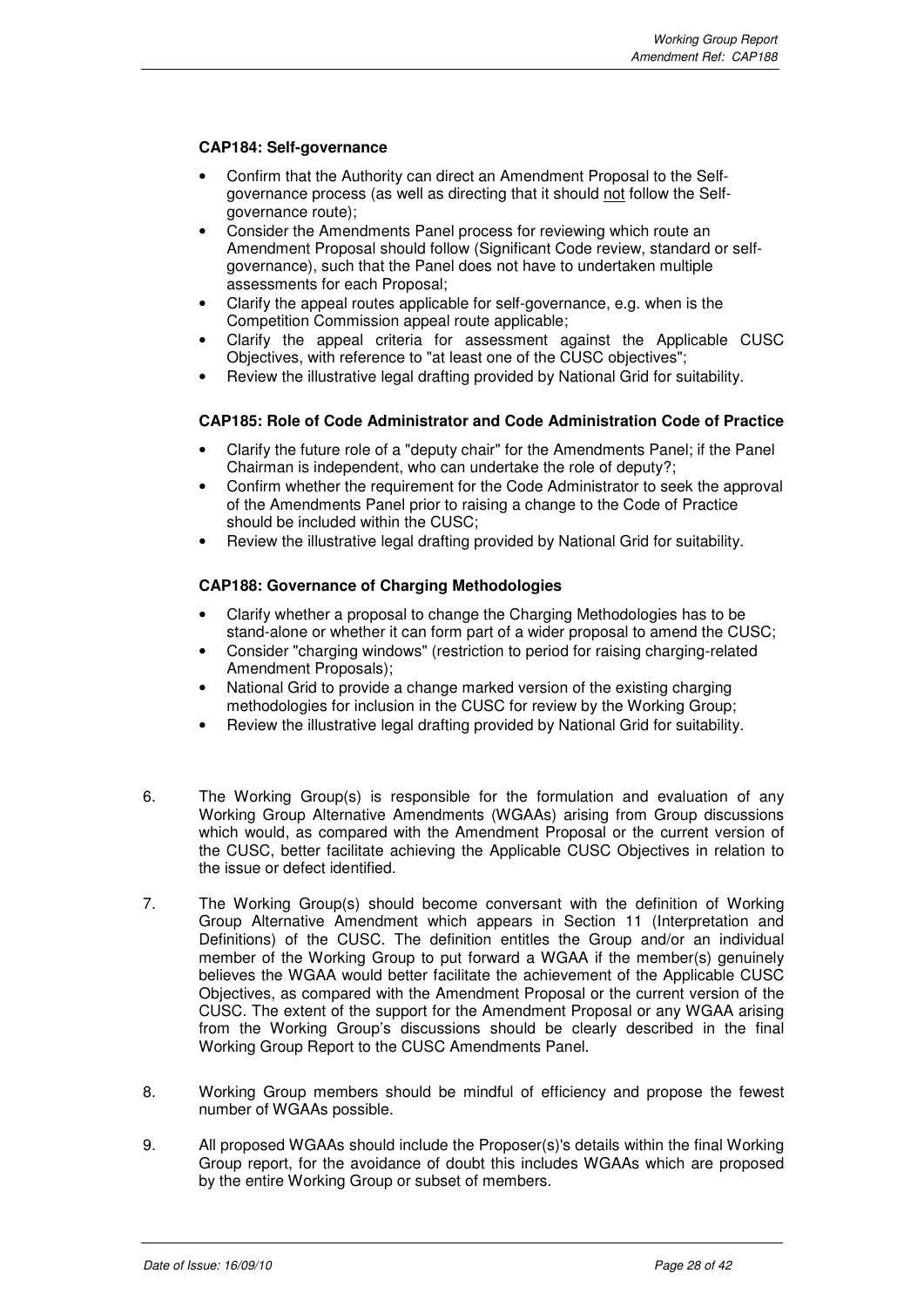**CAP184: Self-governance**

- Confirm that the Authority can direct an Amendment Proposal to the Self-governance process (as well as directing that it should not follow the Self-governance route);
- Consider the Amendments Panel process for reviewing which route an Amendment Proposal should follow (Significant Code review, standard or self-governance), such that the Panel does not have to undertaken multiple assessments for each Proposal;
- Clarify the appeal routes applicable for self-governance, e.g. when is the Competition Commission appeal route applicable;
- Clarify the appeal criteria for assessment against the Applicable CUSC Objectives, with reference to "at least one of the CUSC objectives";
- Review the illustrative legal drafting provided by National Grid for suitability.

**CAP185: Role of Code Administrator and Code Administration Code of Practice**

- Clarify the future role of a "deputy chair" for the Amendments Panel; if the Panel Chairman is independent, who can undertake the role of deputy?;
- Confirm whether the requirement for the Code Administrator to seek the approval of the Amendments Panel prior to raising a change to the Code of Practice should be included within the CUSC;
- Review the illustrative legal drafting provided by National Grid for suitability.

**CAP188: Governance of Charging Methodologies**

- Clarify whether a proposal to change the Charging Methodologies has to be stand-alone or whether it can form part of a wider proposal to amend the CUSC;
- Consider "charging windows" (restriction to period for raising charging-related Amendment Proposals);
- National Grid to provide a change marked version of the existing charging methodologies for inclusion in the CUSC for review by the Working Group;
- Review the illustrative legal drafting provided by National Grid for suitability.

6. The Working Group(s) is responsible for the formulation and evaluation of any Working Group Alternative Amendments (WGAAs) arising from Group discussions which would, as compared with the Amendment Proposal or the current version of the CUSC, better facilitate achieving the Applicable CUSC Objectives in relation to the issue or defect identified.

7. The Working Group(s) should become conversant with the definition of Working Group Alternative Amendment which appears in Section 11 (Interpretation and Definitions) of the CUSC. The definition entitles the Group and/or an individual member of the Working Group to put forward a WGAA if the member(s) genuinely believes the WGAA would better facilitate the achievement of the Applicable CUSC Objectives, as compared with the Amendment Proposal or the current version of the CUSC. The extent of the support for the Amendment Proposal or any WGAA arising from the Working Group's discussions should be clearly described in the final Working Group Report to the CUSC Amendments Panel.

8. Working Group members should be mindful of efficiency and propose the fewest number of WGAAs possible.

9. All proposed WGAAs should include the Proposer(s)'s details within the final Working Group report, for the avoidance of doubt this includes WGAAs which are proposed by the entire Working Group or subset of members.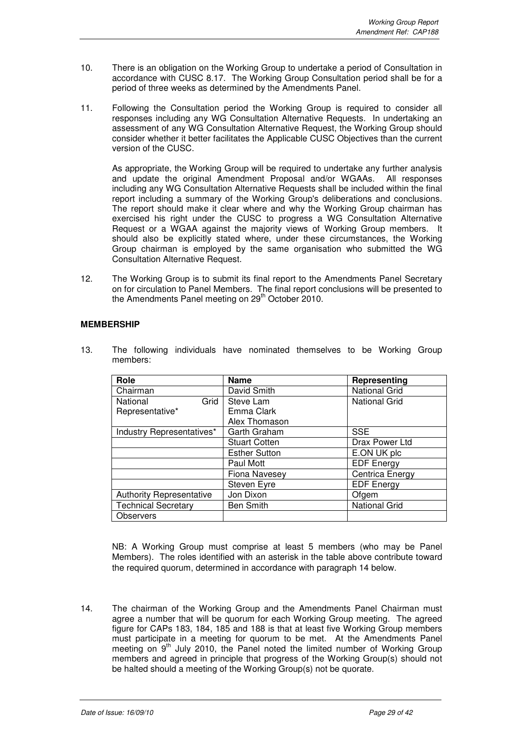10. There is an obligation on the Working Group to undertake a period of Consultation in accordance with CUSC 8.17. The Working Group Consultation period shall be for a period of three weeks as determined by the Amendments Panel.

11. Following the Consultation period the Working Group is required to consider all responses including any WG Consultation Alternative Requests. In undertaking an assessment of any WG Consultation Alternative Request, the Working Group should consider whether it better facilitates the Applicable CUSC Objectives than the current version of the CUSC.

    As appropriate, the Working Group will be required to undertake any further analysis and update the original Amendment Proposal and/or WGAAs. All responses including any WG Consultation Alternative Requests shall be included within the final report including a summary of the Working Group's deliberations and conclusions. The report should make it clear where and why the Working Group chairman has exercised his right under the CUSC to progress a WG Consultation Alternative Request or a WGAA against the majority views of Working Group members. It should also be explicitly stated where, under these circumstances, the Working Group chairman is employed by the same organisation who submitted the WG Consultation Alternative Request.

12. The Working Group is to submit its final report to the Amendments Panel Secretary on for circulation to Panel Members. The final report conclusions will be presented to the Amendments Panel meeting on 29th October 2010.

**MEMBERSHIP**

13. The following individuals have nominated themselves to be Working Group members:

| Role | Name | Representing |
|---|---|---|
| Chairman | David Smith | National Grid |
| National Grid Representative* | Steve Lam<br>Emma Clark<br>Alex Thomason | National Grid |
| Industry Representatives* | Garth Graham | SSE |
| | Stuart Cotten | Drax Power Ltd |
| | Esther Sutton | E.ON UK plc |
| | Paul Mott | EDF Energy |
| | Fiona Navesey | Centrica Energy |
| | Steven Eyre | EDF Energy |
| Authority Representative | Jon Dixon | Ofgem |
| Technical Secretary | Ben Smith | National Grid |
| Observers | | |

NB: A Working Group must comprise at least 5 members (who may be Panel Members). The roles identified with an asterisk in the table above contribute toward the required quorum, determined in accordance with paragraph 14 below.

14. The chairman of the Working Group and the Amendments Panel Chairman must agree a number that will be quorum for each Working Group meeting. The agreed figure for CAPs 183, 184, 185 and 188 is that at least five Working Group members must participate in a meeting for quorum to be met. At the Amendments Panel meeting on 9th July 2010, the Panel noted the limited number of Working Group members and agreed in principle that progress of the Working Group(s) should not be halted should a meeting of the Working Group(s) not be quorate.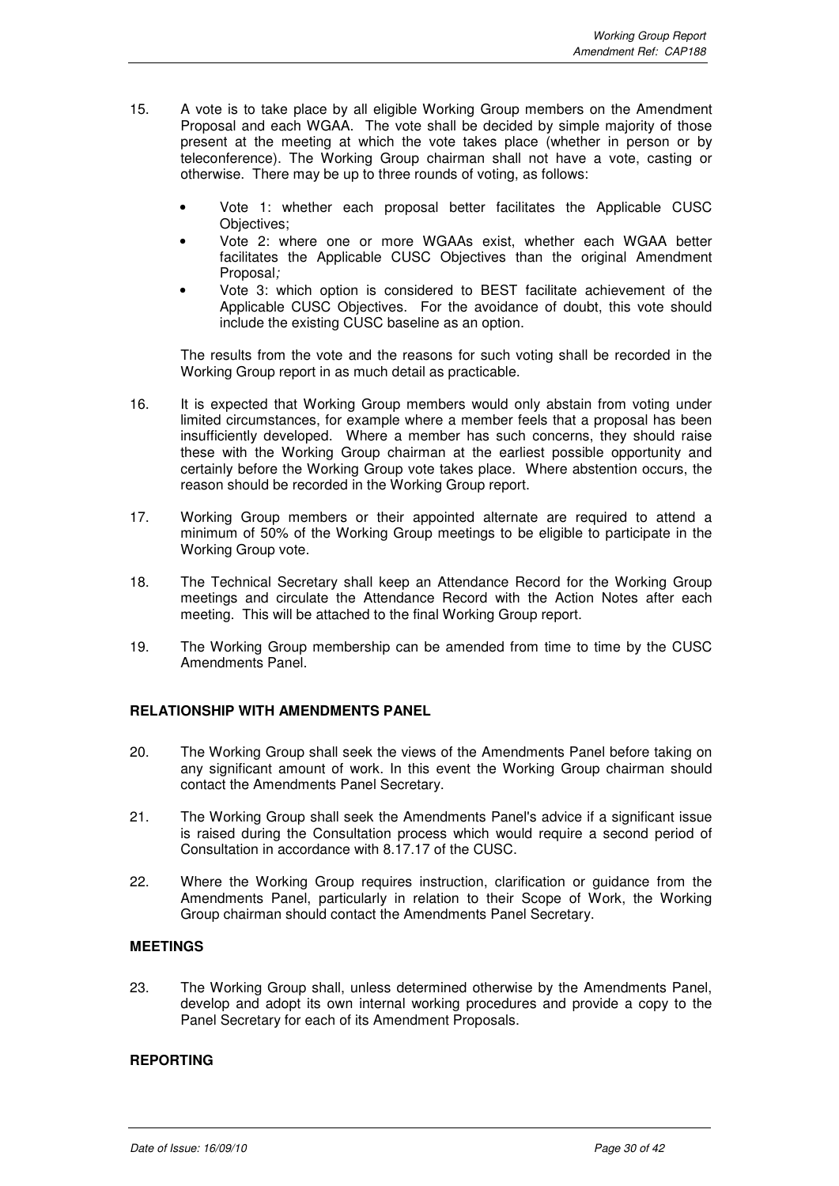15. A vote is to take place by all eligible Working Group members on the Amendment Proposal and each WGAA. The vote shall be decided by simple majority of those present at the meeting at which the vote takes place (whether in person or by teleconference). The Working Group chairman shall not have a vote, casting or otherwise. There may be up to three rounds of voting, as follows:

   - Vote 1: whether each proposal better facilitates the Applicable CUSC Objectives;
   - Vote 2: where one or more WGAAs exist, whether each WGAA better facilitates the Applicable CUSC Objectives than the original Amendment Proposal;
   - Vote 3: which option is considered to BEST facilitate achievement of the Applicable CUSC Objectives. For the avoidance of doubt, this vote should include the existing CUSC baseline as an option.

   The results from the vote and the reasons for such voting shall be recorded in the Working Group report in as much detail as practicable.

16. It is expected that Working Group members would only abstain from voting under limited circumstances, for example where a member feels that a proposal has been insufficiently developed. Where a member has such concerns, they should raise these with the Working Group chairman at the earliest possible opportunity and certainly before the Working Group vote takes place. Where abstention occurs, the reason should be recorded in the Working Group report.

17. Working Group members or their appointed alternate are required to attend a minimum of 50% of the Working Group meetings to be eligible to participate in the Working Group vote.

18. The Technical Secretary shall keep an Attendance Record for the Working Group meetings and circulate the Attendance Record with the Action Notes after each meeting. This will be attached to the final Working Group report.

19. The Working Group membership can be amended from time to time by the CUSC Amendments Panel.

**RELATIONSHIP WITH AMENDMENTS PANEL**

20. The Working Group shall seek the views of the Amendments Panel before taking on any significant amount of work. In this event the Working Group chairman should contact the Amendments Panel Secretary.

21. The Working Group shall seek the Amendments Panel's advice if a significant issue is raised during the Consultation process which would require a second period of Consultation in accordance with 8.17.17 of the CUSC.

22. Where the Working Group requires instruction, clarification or guidance from the Amendments Panel, particularly in relation to their Scope of Work, the Working Group chairman should contact the Amendments Panel Secretary.

**MEETINGS**

23. The Working Group shall, unless determined otherwise by the Amendments Panel, develop and adopt its own internal working procedures and provide a copy to the Panel Secretary for each of its Amendment Proposals.

**REPORTING**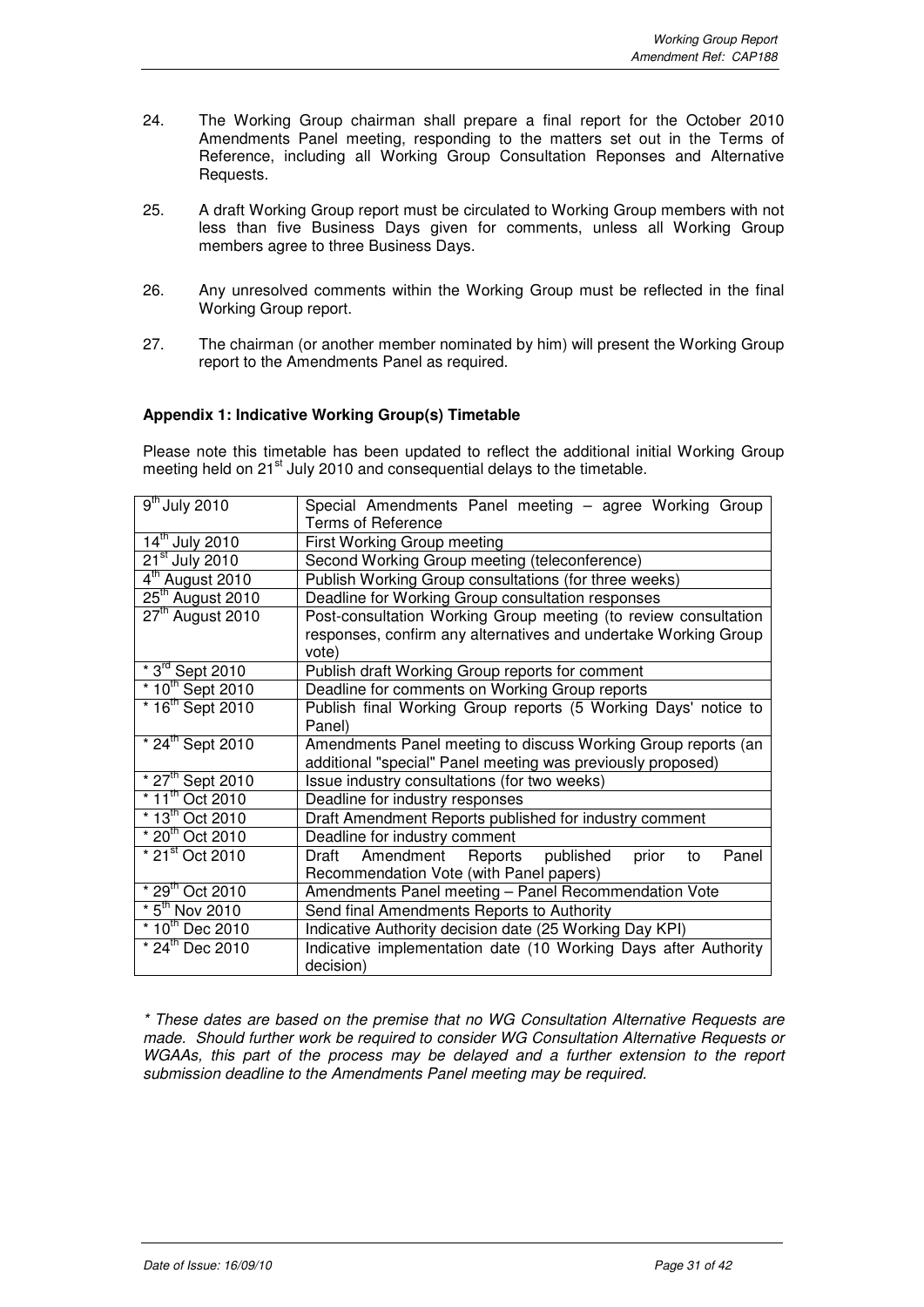24. The Working Group chairman shall prepare a final report for the October 2010 Amendments Panel meeting, responding to the matters set out in the Terms of Reference, including all Working Group Consultation Reponses and Alternative Requests.

25. A draft Working Group report must be circulated to Working Group members with not less than five Business Days given for comments, unless all Working Group members agree to three Business Days.

26. Any unresolved comments within the Working Group must be reflected in the final Working Group report.

27. The chairman (or another member nominated by him) will present the Working Group report to the Amendments Panel as required.

**Appendix 1: Indicative Working Group(s) Timetable**

Please note this timetable has been updated to reflect the additional initial Working Group meeting held on 21st July 2010 and consequential delays to the timetable.

| | |
|---|---|
| 9th July 2010 | Special Amendments Panel meeting – agree Working Group Terms of Reference |
| 14th July 2010 | First Working Group meeting |
| 21st July 2010 | Second Working Group meeting (teleconference) |
| 4th August 2010 | Publish Working Group consultations (for three weeks) |
| 25th August 2010 | Deadline for Working Group consultation responses |
| 27th August 2010 | Post-consultation Working Group meeting (to review consultation responses, confirm any alternatives and undertake Working Group vote) |
| * 3rd Sept 2010 | Publish draft Working Group reports for comment |
| * 10th Sept 2010 | Deadline for comments on Working Group reports |
| * 16th Sept 2010 | Publish final Working Group reports (5 Working Days' notice to Panel) |
| * 24th Sept 2010 | Amendments Panel meeting to discuss Working Group reports (an additional "special" Panel meeting was previously proposed) |
| * 27th Sept 2010 | Issue industry consultations (for two weeks) |
| * 11th Oct 2010 | Deadline for industry responses |
| * 13th Oct 2010 | Draft Amendment Reports published for industry comment |
| * 20th Oct 2010 | Deadline for industry comment |
| * 21st Oct 2010 | Draft Amendment Reports published prior to Panel Recommendation Vote (with Panel papers) |
| * 29th Oct 2010 | Amendments Panel meeting – Panel Recommendation Vote |
| * 5th Nov 2010 | Send final Amendments Reports to Authority |
| * 10th Dec 2010 | Indicative Authority decision date (25 Working Day KPI) |
| * 24th Dec 2010 | Indicative implementation date (10 Working Days after Authority decision) |

*\* These dates are based on the premise that no WG Consultation Alternative Requests are made. Should further work be required to consider WG Consultation Alternative Requests or WGAAs, this part of the process may be delayed and a further extension to the report submission deadline to the Amendments Panel meeting may be required.*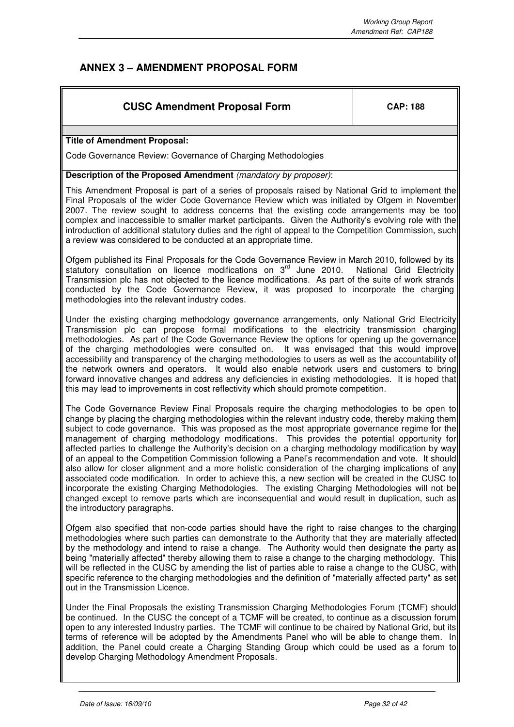## ANNEX 3 – AMENDMENT PROPOSAL FORM

| CUSC Amendment Proposal Form | CAP: 188 |
|---|---|

**Title of Amendment Proposal:**

Code Governance Review: Governance of Charging Methodologies

**Description of the Proposed Amendment** *(mandatory by proposer)*:

This Amendment Proposal is part of a series of proposals raised by National Grid to implement the Final Proposals of the wider Code Governance Review which was initiated by Ofgem in November 2007. The review sought to address concerns that the existing code arrangements may be too complex and inaccessible to smaller market participants. Given the Authority's evolving role with the introduction of additional statutory duties and the right of appeal to the Competition Commission, such a review was considered to be conducted at an appropriate time.

Ofgem published its Final Proposals for the Code Governance Review in March 2010, followed by its statutory consultation on licence modifications on 3rd June 2010. National Grid Electricity Transmission plc has not objected to the licence modifications. As part of the suite of work strands conducted by the Code Governance Review, it was proposed to incorporate the charging methodologies into the relevant industry codes.

Under the existing charging methodology governance arrangements, only National Grid Electricity Transmission plc can propose formal modifications to the electricity transmission charging methodologies. As part of the Code Governance Review the options for opening up the governance of the charging methodologies were consulted on. It was envisaged that this would improve accessibility and transparency of the charging methodologies to users as well as the accountability of the network owners and operators. It would also enable network users and customers to bring forward innovative changes and address any deficiencies in existing methodologies. It is hoped that this may lead to improvements in cost reflectivity which should promote competition.

The Code Governance Review Final Proposals require the charging methodologies to be open to change by placing the charging methodologies within the relevant industry code, thereby making them subject to code governance. This was proposed as the most appropriate governance regime for the management of charging methodology modifications. This provides the potential opportunity for affected parties to challenge the Authority's decision on a charging methodology modification by way of an appeal to the Competition Commission following a Panel's recommendation and vote. It should also allow for closer alignment and a more holistic consideration of the charging implications of any associated code modification. In order to achieve this, a new section will be created in the CUSC to incorporate the existing Charging Methodologies. The existing Charging Methodologies will not be changed except to remove parts which are inconsequential and would result in duplication, such as the introductory paragraphs.

Ofgem also specified that non-code parties should have the right to raise changes to the charging methodologies where such parties can demonstrate to the Authority that they are materially affected by the methodology and intend to raise a change. The Authority would then designate the party as being "materially affected" thereby allowing them to raise a change to the charging methodology. This will be reflected in the CUSC by amending the list of parties able to raise a change to the CUSC, with specific reference to the charging methodologies and the definition of "materially affected party" as set out in the Transmission Licence.

Under the Final Proposals the existing Transmission Charging Methodologies Forum (TCMF) should be continued. In the CUSC the concept of a TCMF will be created, to continue as a discussion forum open to any interested Industry parties. The TCMF will continue to be chaired by National Grid, but its terms of reference will be adopted by the Amendments Panel who will be able to change them. In addition, the Panel could create a Charging Standing Group which could be used as a forum to develop Charging Methodology Amendment Proposals.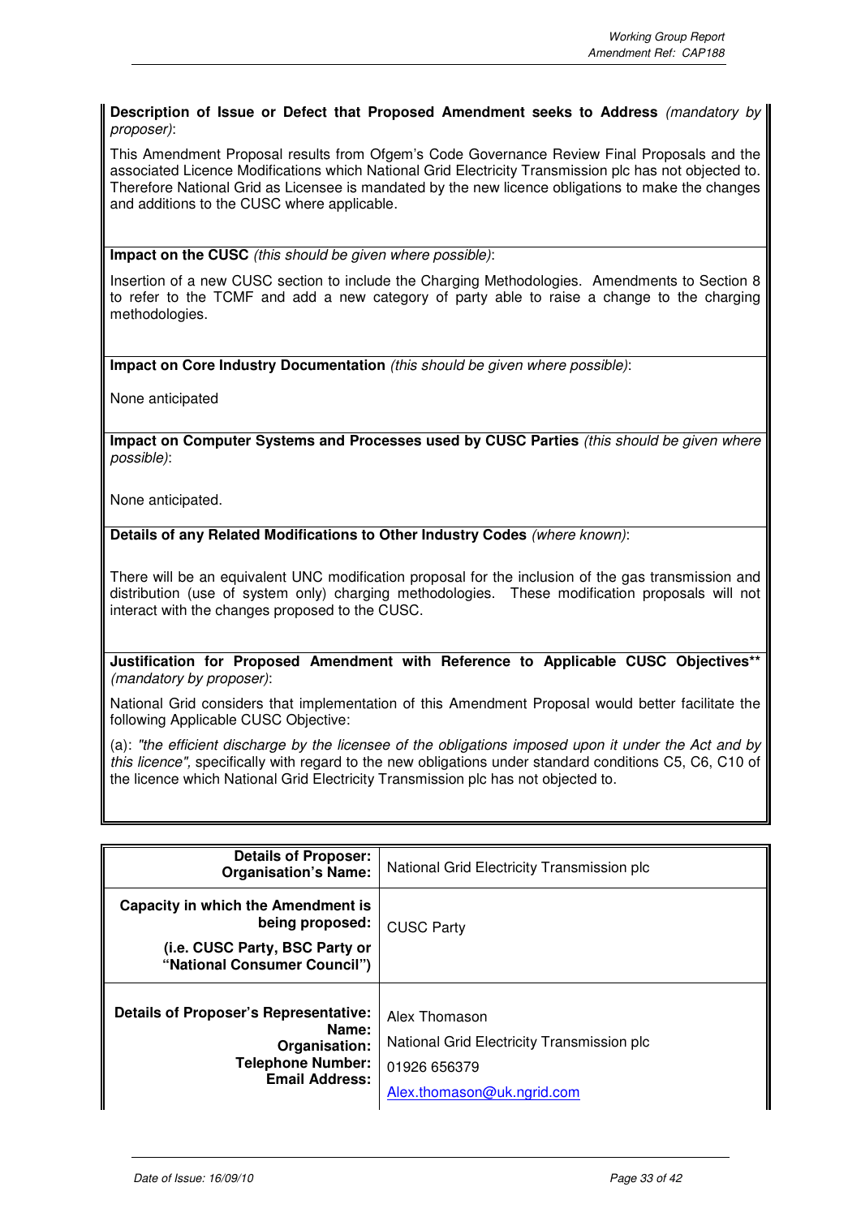**Description of Issue or Defect that Proposed Amendment seeks to Address** *(mandatory by proposer)*:

This Amendment Proposal results from Ofgem's Code Governance Review Final Proposals and the associated Licence Modifications which National Grid Electricity Transmission plc has not objected to. Therefore National Grid as Licensee is mandated by the new licence obligations to make the changes and additions to the CUSC where applicable.

**Impact on the CUSC** *(this should be given where possible)*:

Insertion of a new CUSC section to include the Charging Methodologies. Amendments to Section 8 to refer to the TCMF and add a new category of party able to raise a change to the charging methodologies.

**Impact on Core Industry Documentation** *(this should be given where possible)*:

None anticipated

**Impact on Computer Systems and Processes used by CUSC Parties** *(this should be given where possible)*:

None anticipated.

**Details of any Related Modifications to Other Industry Codes** *(where known)*:

There will be an equivalent UNC modification proposal for the inclusion of the gas transmission and distribution (use of system only) charging methodologies. These modification proposals will not interact with the changes proposed to the CUSC.

**Justification for Proposed Amendment with Reference to Applicable CUSC Objectives**** *(mandatory by proposer)*:

National Grid considers that implementation of this Amendment Proposal would better facilitate the following Applicable CUSC Objective:

(a): *"the efficient discharge by the licensee of the obligations imposed upon it under the Act and by this licence",* specifically with regard to the new obligations under standard conditions C5, C6, C10 of the licence which National Grid Electricity Transmission plc has not objected to.

| | |
|---|---|
| **Details of Proposer: Organisation's Name:** | National Grid Electricity Transmission plc |
| **Capacity in which the Amendment is being proposed:** **(i.e. CUSC Party, BSC Party or "National Consumer Council")** | CUSC Party |
| **Details of Proposer's Representative: Name: Organisation: Telephone Number: Email Address:** | Alex Thomason<br>National Grid Electricity Transmission plc<br>01926 656379<br>Alex.thomason@uk.ngrid.com |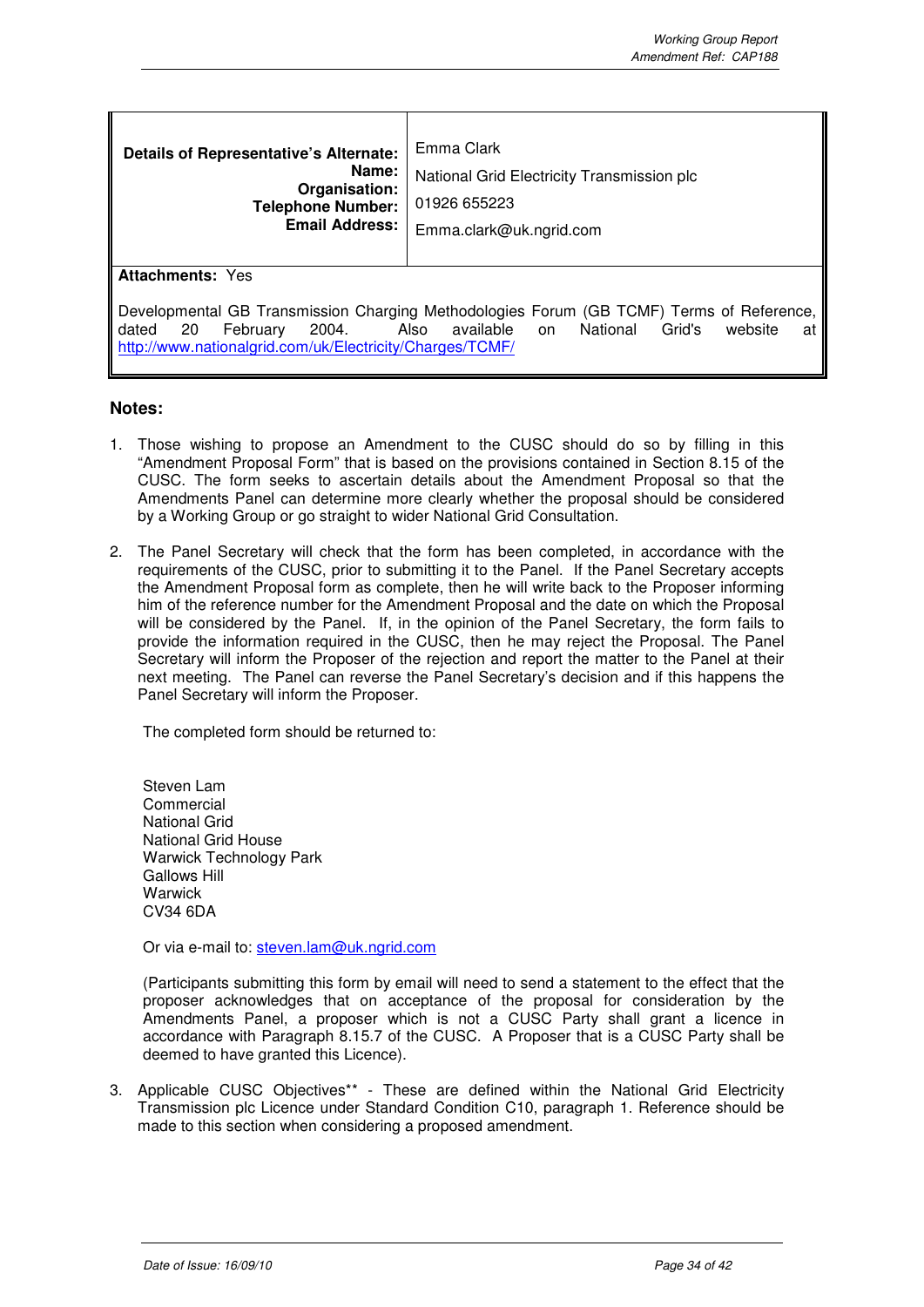| **Details of Representative's Alternate:**<br>**Name:**<br>**Organisation:**<br>**Telephone Number:**<br>**Email Address:** | Emma Clark<br>National Grid Electricity Transmission plc<br>01926 655223<br>Emma.clark@uk.ngrid.com |
|---|---|
| **Attachments:** Yes<br><br>Developmental GB Transmission Charging Methodologies Forum (GB TCMF) Terms of Reference, dated 20 February 2004. Also available on National Grid's website at http://www.nationalgrid.com/uk/Electricity/Charges/TCMF/ | |

**Notes:**

1. Those wishing to propose an Amendment to the CUSC should do so by filling in this "Amendment Proposal Form" that is based on the provisions contained in Section 8.15 of the CUSC. The form seeks to ascertain details about the Amendment Proposal so that the Amendments Panel can determine more clearly whether the proposal should be considered by a Working Group or go straight to wider National Grid Consultation.

2. The Panel Secretary will check that the form has been completed, in accordance with the requirements of the CUSC, prior to submitting it to the Panel. If the Panel Secretary accepts the Amendment Proposal form as complete, then he will write back to the Proposer informing him of the reference number for the Amendment Proposal and the date on which the Proposal will be considered by the Panel. If, in the opinion of the Panel Secretary, the form fails to provide the information required in the CUSC, then he may reject the Proposal. The Panel Secretary will inform the Proposer of the rejection and report the matter to the Panel at their next meeting. The Panel can reverse the Panel Secretary's decision and if this happens the Panel Secretary will inform the Proposer.

   The completed form should be returned to:

   Steven Lam
   Commercial
   National Grid
   National Grid House
   Warwick Technology Park
   Gallows Hill
   Warwick
   CV34 6DA

   Or via e-mail to: steven.lam@uk.ngrid.com

   (Participants submitting this form by email will need to send a statement to the effect that the proposer acknowledges that on acceptance of the proposal for consideration by the Amendments Panel, a proposer which is not a CUSC Party shall grant a licence in accordance with Paragraph 8.15.7 of the CUSC. A Proposer that is a CUSC Party shall be deemed to have granted this Licence).

3. Applicable CUSC Objectives** - These are defined within the National Grid Electricity Transmission plc Licence under Standard Condition C10, paragraph 1. Reference should be made to this section when considering a proposed amendment.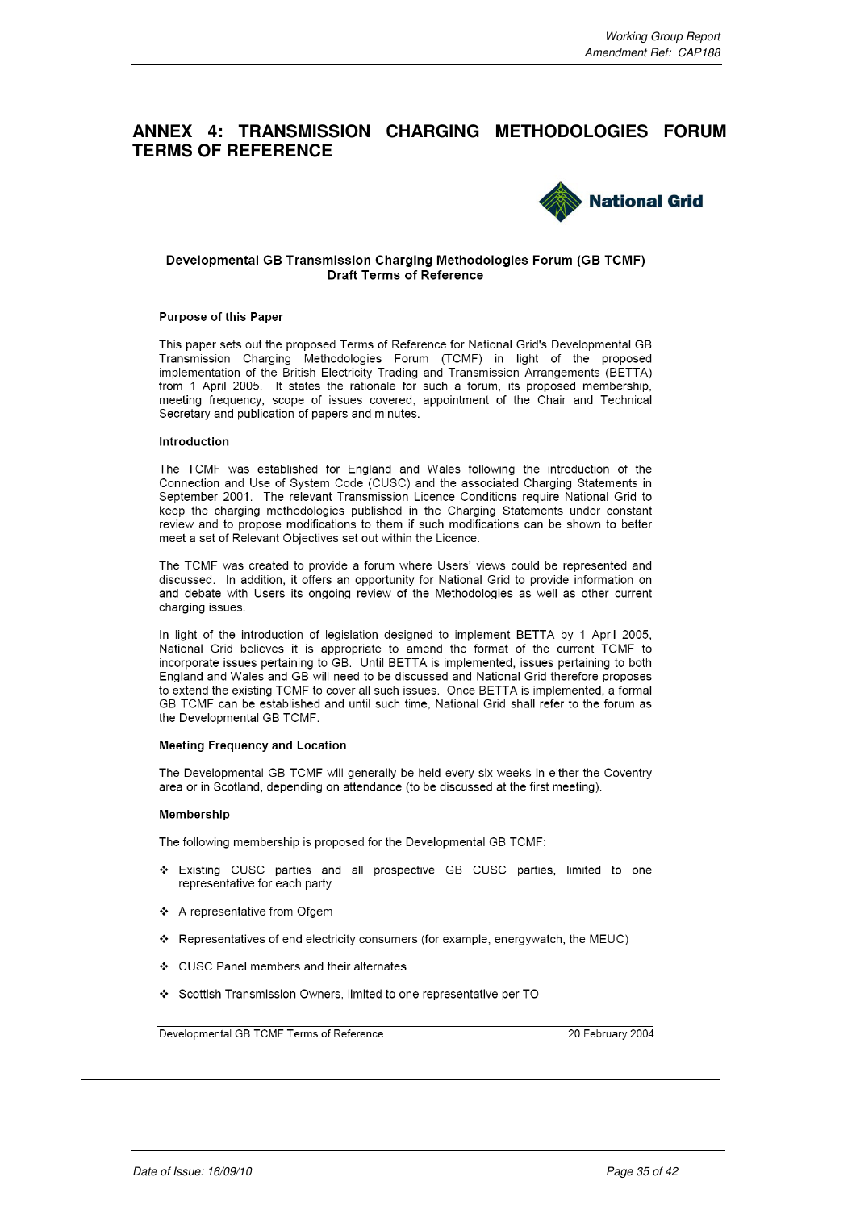# ANNEX 4: TRANSMISSION CHARGING METHODOLOGIES FORUM TERMS OF REFERENCE

National Grid

**Developmental GB Transmission Charging Methodologies Forum (GB TCMF)**
**Draft Terms of Reference**

**Purpose of this Paper**

This paper sets out the proposed Terms of Reference for National Grid's Developmental GB Transmission Charging Methodologies Forum (TCMF) in light of the proposed implementation of the British Electricity Trading and Transmission Arrangements (BETTA) from 1 April 2005. It states the rationale for such a forum, its proposed membership, meeting frequency, scope of issues covered, appointment of the Chair and Technical Secretary and publication of papers and minutes.

**Introduction**

The TCMF was established for England and Wales following the introduction of the Connection and Use of System Code (CUSC) and the associated Charging Statements in September 2001. The relevant Transmission Licence Conditions require National Grid to keep the charging methodologies published in the Charging Statements under constant review and to propose modifications to them if such modifications can be shown to better meet a set of Relevant Objectives set out within the Licence.

The TCMF was created to provide a forum where Users' views could be represented and discussed. In addition, it offers an opportunity for National Grid to provide information on and debate with Users its ongoing review of the Methodologies as well as other current charging issues.

In light of the introduction of legislation designed to implement BETTA by 1 April 2005, National Grid believes it is appropriate to amend the format of the current TCMF to incorporate issues pertaining to GB. Until BETTA is implemented, issues pertaining to both England and Wales and GB will need to be discussed and National Grid therefore proposes to extend the existing TCMF to cover all such issues. Once BETTA is implemented, a formal GB TCMF can be established and until such time, National Grid shall refer to the forum as the Developmental GB TCMF.

**Meeting Frequency and Location**

The Developmental GB TCMF will generally be held every six weeks in either the Coventry area or in Scotland, depending on attendance (to be discussed at the first meeting).

**Membership**

The following membership is proposed for the Developmental GB TCMF:

- Existing CUSC parties and all prospective GB CUSC parties, limited to one representative for each party
- A representative from Ofgem
- Representatives of end electricity consumers (for example, energywatch, the MEUC)
- CUSC Panel members and their alternates
- Scottish Transmission Owners, limited to one representative per TO

Developmental GB TCMF Terms of Reference — 20 February 2004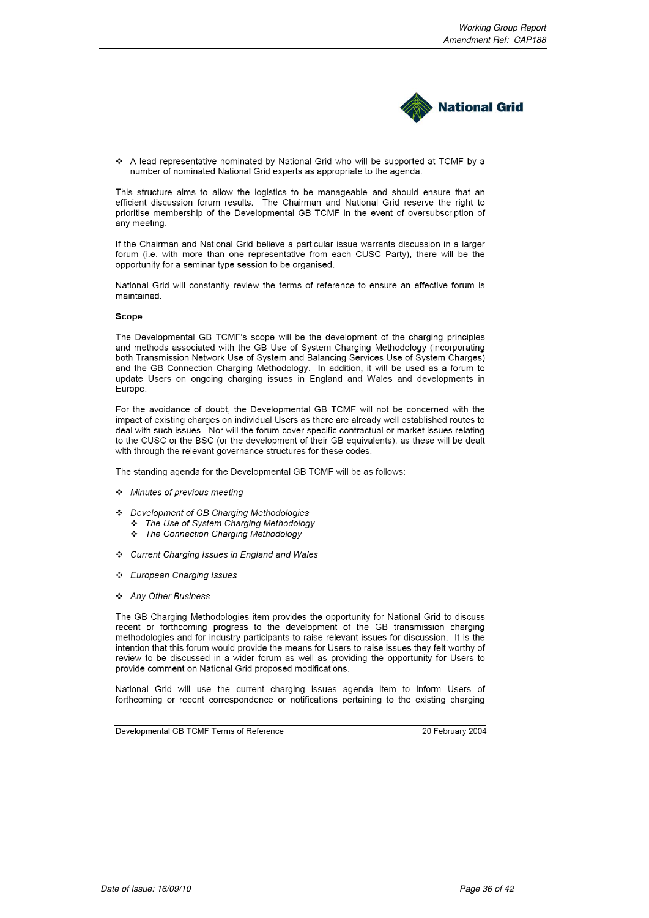- A lead representative nominated by National Grid who will be supported at TCMF by a number of nominated National Grid experts as appropriate to the agenda.

This structure aims to allow the logistics to be manageable and should ensure that an efficient discussion forum results. The Chairman and National Grid reserve the right to prioritise membership of the Developmental GB TCMF in the event of oversubscription of any meeting.

If the Chairman and National Grid believe a particular issue warrants discussion in a larger forum (i.e. with more than one representative from each CUSC Party), there will be the opportunity for a seminar type session to be organised.

National Grid will constantly review the terms of reference to ensure an effective forum is maintained.

**Scope**

The Developmental GB TCMF's scope will be the development of the charging principles and methods associated with the GB Use of System Charging Methodology (incorporating both Transmission Network Use of System and Balancing Services Use of System Charges) and the GB Connection Charging Methodology. In addition, it will be used as a forum to update Users on ongoing charging issues in England and Wales and developments in Europe.

For the avoidance of doubt, the Developmental GB TCMF will not be concerned with the impact of existing charges on individual Users as there are already well established routes to deal with such issues. Nor will the forum cover specific contractual or market issues relating to the CUSC or the BSC (or the development of their GB equivalents), as these will be dealt with through the relevant governance structures for these codes.

The standing agenda for the Developmental GB TCMF will be as follows:

- *Minutes of previous meeting*
- *Development of GB Charging Methodologies*
  - *The Use of System Charging Methodology*
  - *The Connection Charging Methodology*
- *Current Charging Issues in England and Wales*
- *European Charging Issues*
- *Any Other Business*

The GB Charging Methodologies item provides the opportunity for National Grid to discuss recent or forthcoming progress to the development of the GB transmission charging methodologies and for industry participants to raise relevant issues for discussion. It is the intention that this forum would provide the means for Users to raise issues they felt worthy of review to be discussed in a wider forum as well as providing the opportunity for Users to provide comment on National Grid proposed modifications.

National Grid will use the current charging issues agenda item to inform Users of forthcoming or recent correspondence or notifications pertaining to the existing charging

Developmental GB TCMF Terms of Reference — 20 February 2004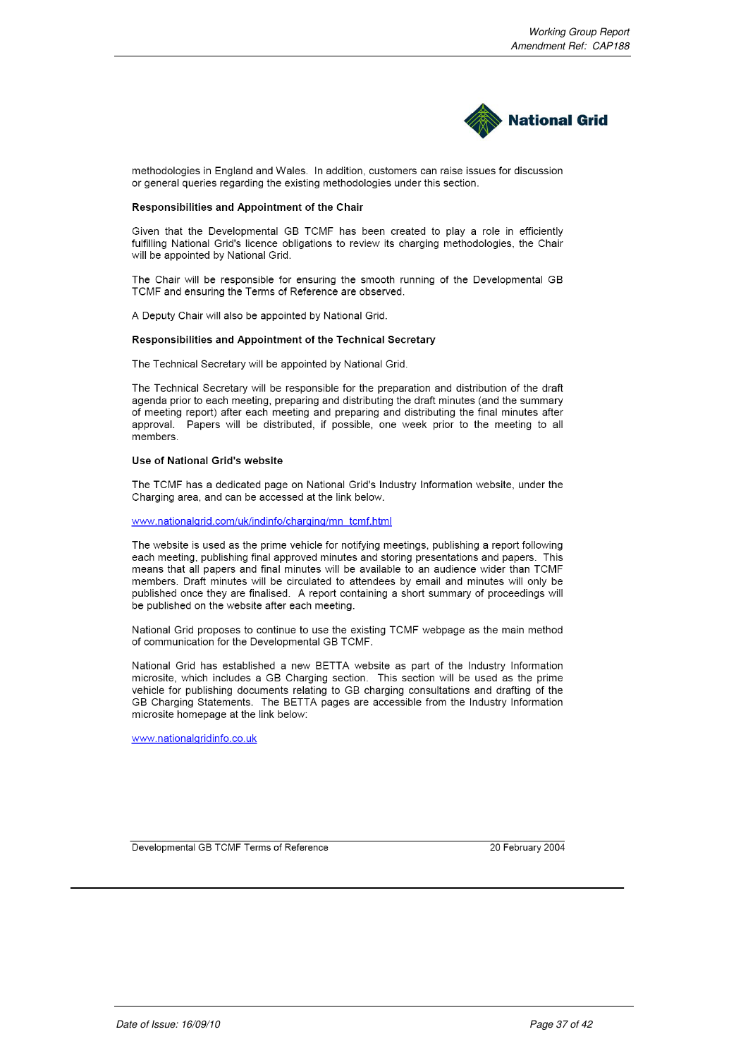methodologies in England and Wales. In addition, customers can raise issues for discussion or general queries regarding the existing methodologies under this section.

**Responsibilities and Appointment of the Chair**

Given that the Developmental GB TCMF has been created to play a role in efficiently fulfilling National Grid's licence obligations to review its charging methodologies, the Chair will be appointed by National Grid.

The Chair will be responsible for ensuring the smooth running of the Developmental GB TCMF and ensuring the Terms of Reference are observed.

A Deputy Chair will also be appointed by National Grid.

**Responsibilities and Appointment of the Technical Secretary**

The Technical Secretary will be appointed by National Grid.

The Technical Secretary will be responsible for the preparation and distribution of the draft agenda prior to each meeting, preparing and distributing the draft minutes (and the summary of meeting report) after each meeting and preparing and distributing the final minutes after approval. Papers will be distributed, if possible, one week prior to the meeting to all members.

**Use of National Grid's website**

The TCMF has a dedicated page on National Grid's Industry Information website, under the Charging area, and can be accessed at the link below.

www.nationalgrid.com/uk/indinfo/charging/mn_tcmf.html

The website is used as the prime vehicle for notifying meetings, publishing a report following each meeting, publishing final approved minutes and storing presentations and papers. This means that all papers and final minutes will be available to an audience wider than TCMF members. Draft minutes will be circulated to attendees by email and minutes will only be published once they are finalised. A report containing a short summary of proceedings will be published on the website after each meeting.

National Grid proposes to continue to use the existing TCMF webpage as the main method of communication for the Developmental GB TCMF.

National Grid has established a new BETTA website as part of the Industry Information microsite, which includes a GB Charging section. This section will be used as the prime vehicle for publishing documents relating to GB charging consultations and drafting of the GB Charging Statements. The BETTA pages are accessible from the Industry Information microsite homepage at the link below:

www.nationalgridinfo.co.uk

Developmental GB TCMF Terms of Reference — 20 February 2004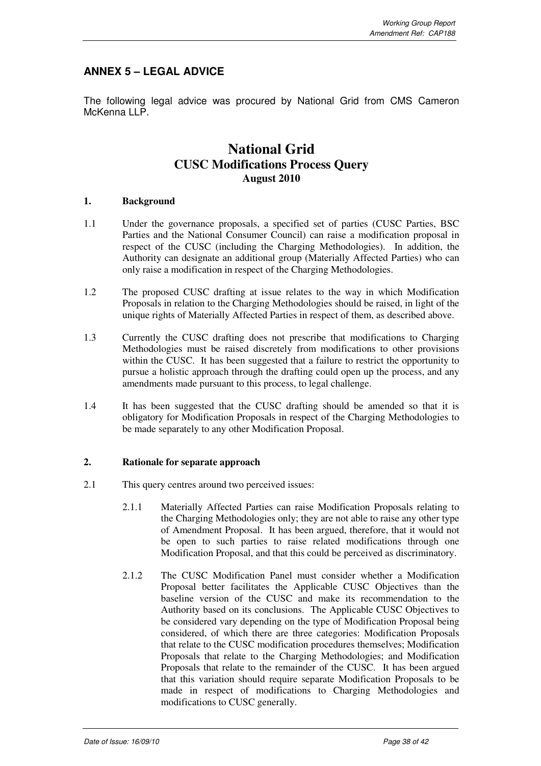## ANNEX 5 – LEGAL ADVICE

The following legal advice was procured by National Grid from CMS Cameron McKenna LLP.

# National Grid
## CUSC Modifications Process Query
### August 2010

**1. Background**

1.1 Under the governance proposals, a specified set of parties (CUSC Parties, BSC Parties and the National Consumer Council) can raise a modification proposal in respect of the CUSC (including the Charging Methodologies). In addition, the Authority can designate an additional group (Materially Affected Parties) who can only raise a modification in respect of the Charging Methodologies.

1.2 The proposed CUSC drafting at issue relates to the way in which Modification Proposals in relation to the Charging Methodologies should be raised, in light of the unique rights of Materially Affected Parties in respect of them, as described above.

1.3 Currently the CUSC drafting does not prescribe that modifications to Charging Methodologies must be raised discretely from modifications to other provisions within the CUSC. It has been suggested that a failure to restrict the opportunity to pursue a holistic approach through the drafting could open up the process, and any amendments made pursuant to this process, to legal challenge.

1.4 It has been suggested that the CUSC drafting should be amended so that it is obligatory for Modification Proposals in respect of the Charging Methodologies to be made separately to any other Modification Proposal.

**2. Rationale for separate approach**

2.1 This query centres around two perceived issues:

2.1.1 Materially Affected Parties can raise Modification Proposals relating to the Charging Methodologies only; they are not able to raise any other type of Amendment Proposal. It has been argued, therefore, that it would not be open to such parties to raise related modifications through one Modification Proposal, and that this could be perceived as discriminatory.

2.1.2 The CUSC Modification Panel must consider whether a Modification Proposal better facilitates the Applicable CUSC Objectives than the baseline version of the CUSC and make its recommendation to the Authority based on its conclusions. The Applicable CUSC Objectives to be considered vary depending on the type of Modification Proposal being considered, of which there are three categories: Modification Proposals that relate to the CUSC modification procedures themselves; Modification Proposals that relate to the Charging Methodologies; and Modification Proposals that relate to the remainder of the CUSC. It has been argued that this variation should require separate Modification Proposals to be made in respect of modifications to Charging Methodologies and modifications to CUSC generally.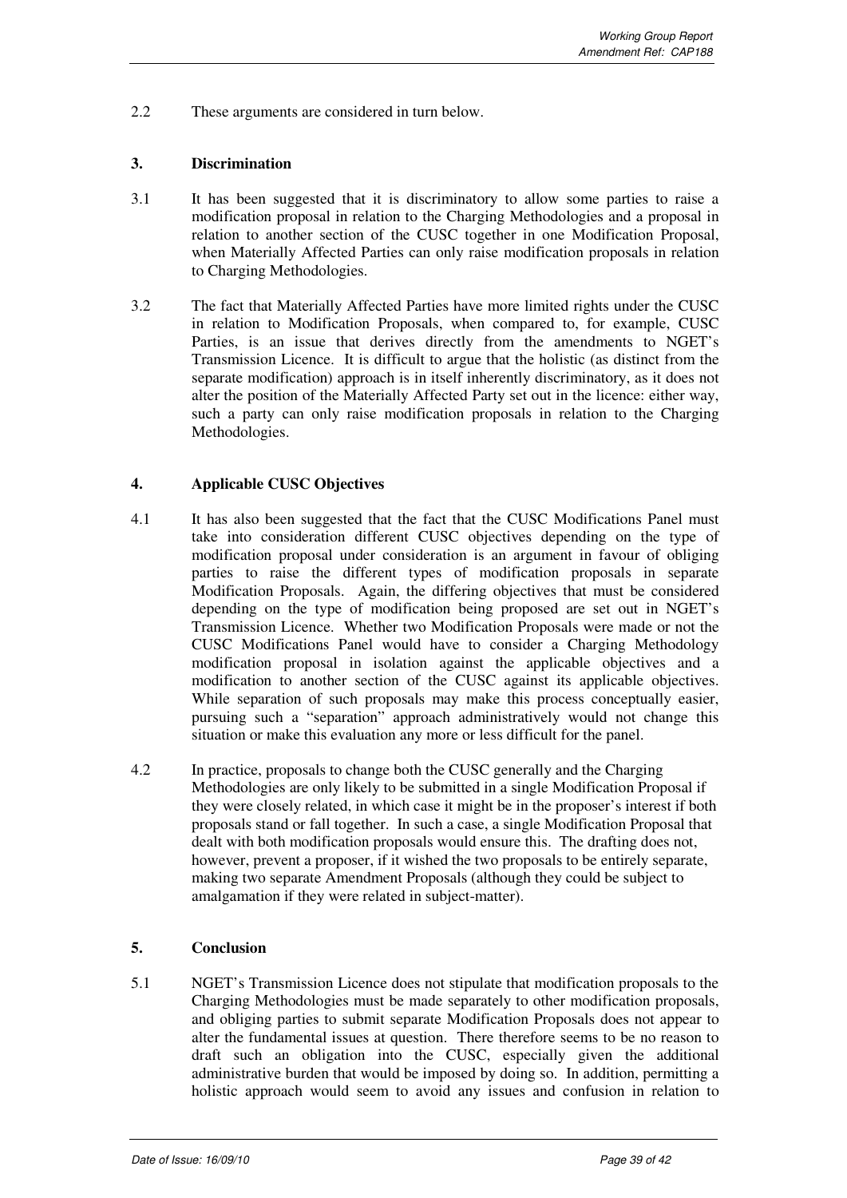2.2 These arguments are considered in turn below.

## 3. Discrimination

3.1 It has been suggested that it is discriminatory to allow some parties to raise a modification proposal in relation to the Charging Methodologies and a proposal in relation to another section of the CUSC together in one Modification Proposal, when Materially Affected Parties can only raise modification proposals in relation to Charging Methodologies.

3.2 The fact that Materially Affected Parties have more limited rights under the CUSC in relation to Modification Proposals, when compared to, for example, CUSC Parties, is an issue that derives directly from the amendments to NGET's Transmission Licence. It is difficult to argue that the holistic (as distinct from the separate modification) approach is in itself inherently discriminatory, as it does not alter the position of the Materially Affected Party set out in the licence: either way, such a party can only raise modification proposals in relation to the Charging Methodologies.

## 4. Applicable CUSC Objectives

4.1 It has also been suggested that the fact that the CUSC Modifications Panel must take into consideration different CUSC objectives depending on the type of modification proposal under consideration is an argument in favour of obliging parties to raise the different types of modification proposals in separate Modification Proposals. Again, the differing objectives that must be considered depending on the type of modification being proposed are set out in NGET's Transmission Licence. Whether two Modification Proposals were made or not the CUSC Modifications Panel would have to consider a Charging Methodology modification proposal in isolation against the applicable objectives and a modification to another section of the CUSC against its applicable objectives. While separation of such proposals may make this process conceptually easier, pursuing such a "separation" approach administratively would not change this situation or make this evaluation any more or less difficult for the panel.

4.2 In practice, proposals to change both the CUSC generally and the Charging Methodologies are only likely to be submitted in a single Modification Proposal if they were closely related, in which case it might be in the proposer's interest if both proposals stand or fall together. In such a case, a single Modification Proposal that dealt with both modification proposals would ensure this. The drafting does not, however, prevent a proposer, if it wished the two proposals to be entirely separate, making two separate Amendment Proposals (although they could be subject to amalgamation if they were related in subject-matter).

## 5. Conclusion

5.1 NGET's Transmission Licence does not stipulate that modification proposals to the Charging Methodologies must be made separately to other modification proposals, and obliging parties to submit separate Modification Proposals does not appear to alter the fundamental issues at question. There therefore seems to be no reason to draft such an obligation into the CUSC, especially given the additional administrative burden that would be imposed by doing so. In addition, permitting a holistic approach would seem to avoid any issues and confusion in relation to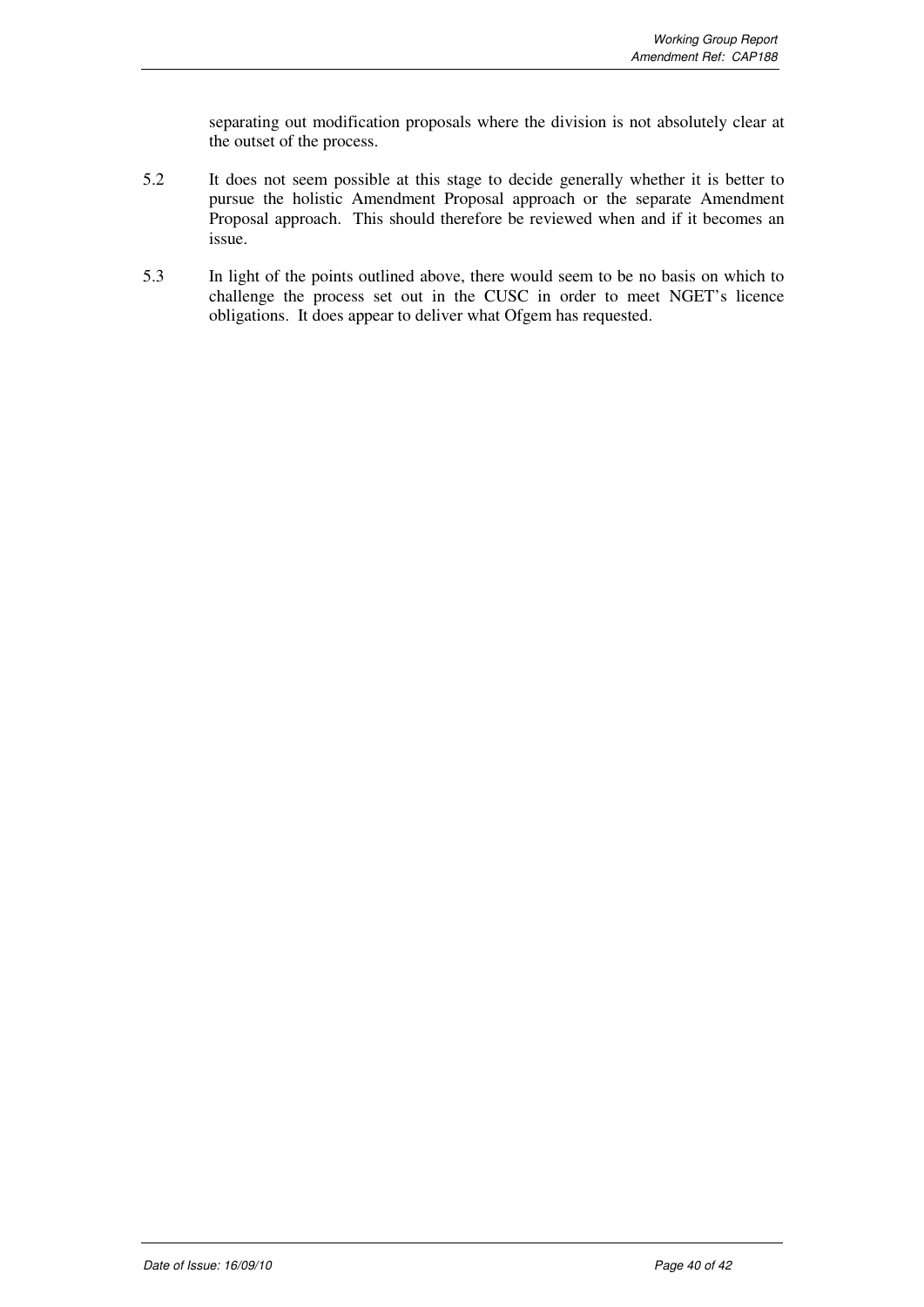separating out modification proposals where the division is not absolutely clear at the outset of the process.

5.2 It does not seem possible at this stage to decide generally whether it is better to pursue the holistic Amendment Proposal approach or the separate Amendment Proposal approach. This should therefore be reviewed when and if it becomes an issue.

5.3 In light of the points outlined above, there would seem to be no basis on which to challenge the process set out in the CUSC in order to meet NGET's licence obligations. It does appear to deliver what Ofgem has requested.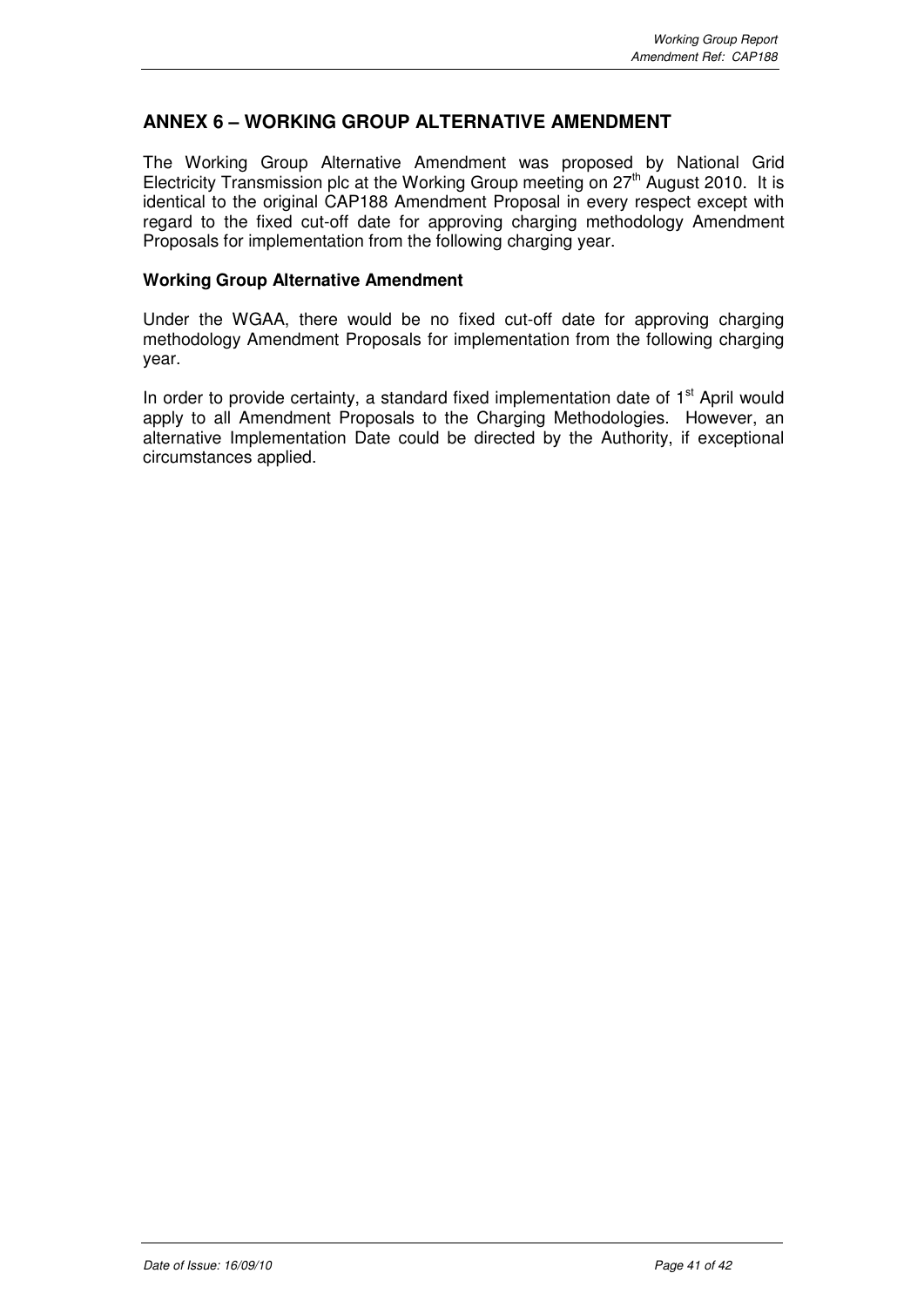## ANNEX 6 – WORKING GROUP ALTERNATIVE AMENDMENT

The Working Group Alternative Amendment was proposed by National Grid Electricity Transmission plc at the Working Group meeting on 27th August 2010. It is identical to the original CAP188 Amendment Proposal in every respect except with regard to the fixed cut-off date for approving charging methodology Amendment Proposals for implementation from the following charging year.

### Working Group Alternative Amendment

Under the WGAA, there would be no fixed cut-off date for approving charging methodology Amendment Proposals for implementation from the following charging year.

In order to provide certainty, a standard fixed implementation date of 1st April would apply to all Amendment Proposals to the Charging Methodologies. However, an alternative Implementation Date could be directed by the Authority, if exceptional circumstances applied.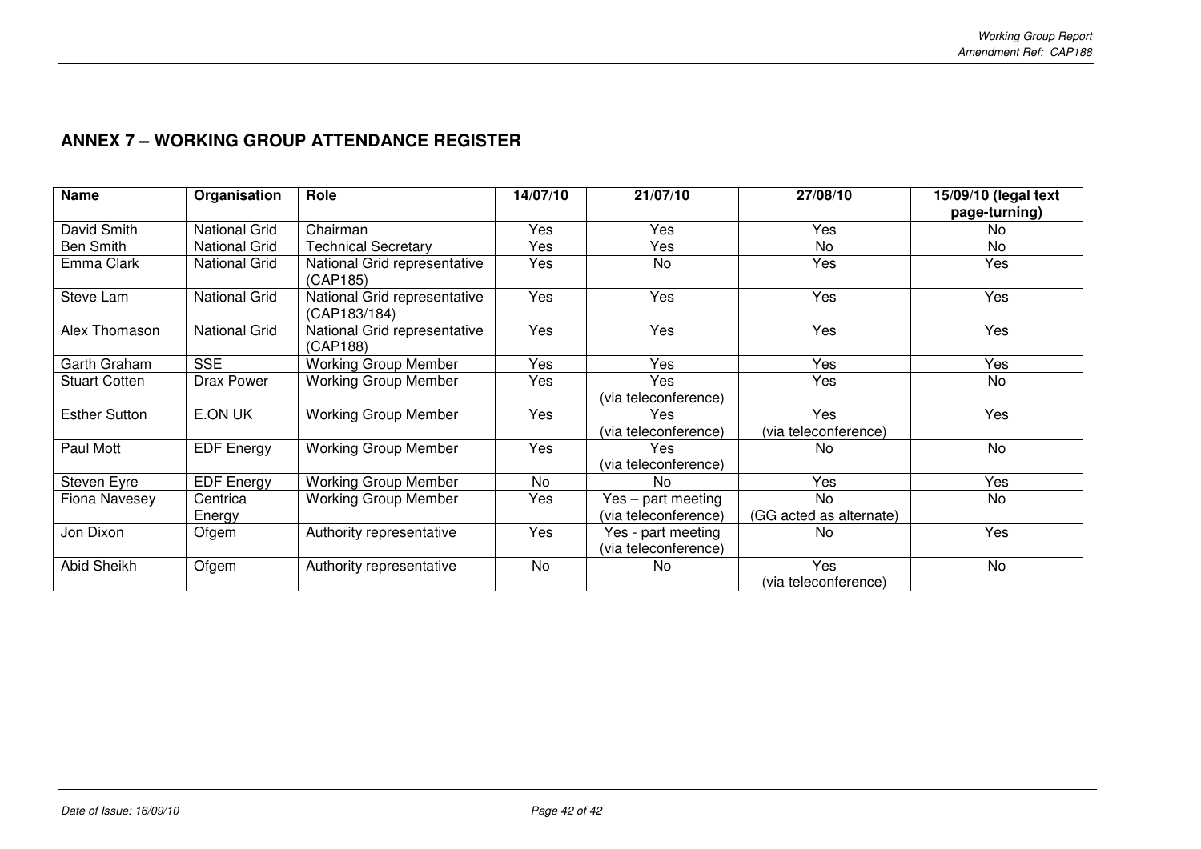## ANNEX 7 – WORKING GROUP ATTENDANCE REGISTER

| Name | Organisation | Role | 14/07/10 | 21/07/10 | 27/08/10 | 15/09/10 (legal text page-turning) |
|---|---|---|---|---|---|---|
| David Smith | National Grid | Chairman | Yes | Yes | Yes | No |
| Ben Smith | National Grid | Technical Secretary | Yes | Yes | No | No |
| Emma Clark | National Grid | National Grid representative (CAP185) | Yes | No | Yes | Yes |
| Steve Lam | National Grid | National Grid representative (CAP183/184) | Yes | Yes | Yes | Yes |
| Alex Thomason | National Grid | National Grid representative (CAP188) | Yes | Yes | Yes | Yes |
| Garth Graham | SSE | Working Group Member | Yes | Yes | Yes | Yes |
| Stuart Cotten | Drax Power | Working Group Member | Yes | Yes (via teleconference) | Yes | No |
| Esther Sutton | E.ON UK | Working Group Member | Yes | Yes (via teleconference) | Yes (via teleconference) | Yes |
| Paul Mott | EDF Energy | Working Group Member | Yes | Yes (via teleconference) | No | No |
| Steven Eyre | EDF Energy | Working Group Member | No | No | Yes | Yes |
| Fiona Navesey | Centrica Energy | Working Group Member | Yes | Yes – part meeting (via teleconference) | No (GG acted as alternate) | No |
| Jon Dixon | Ofgem | Authority representative | Yes | Yes - part meeting (via teleconference) | No | Yes |
| Abid Sheikh | Ofgem | Authority representative | No | No | Yes (via teleconference) | No |